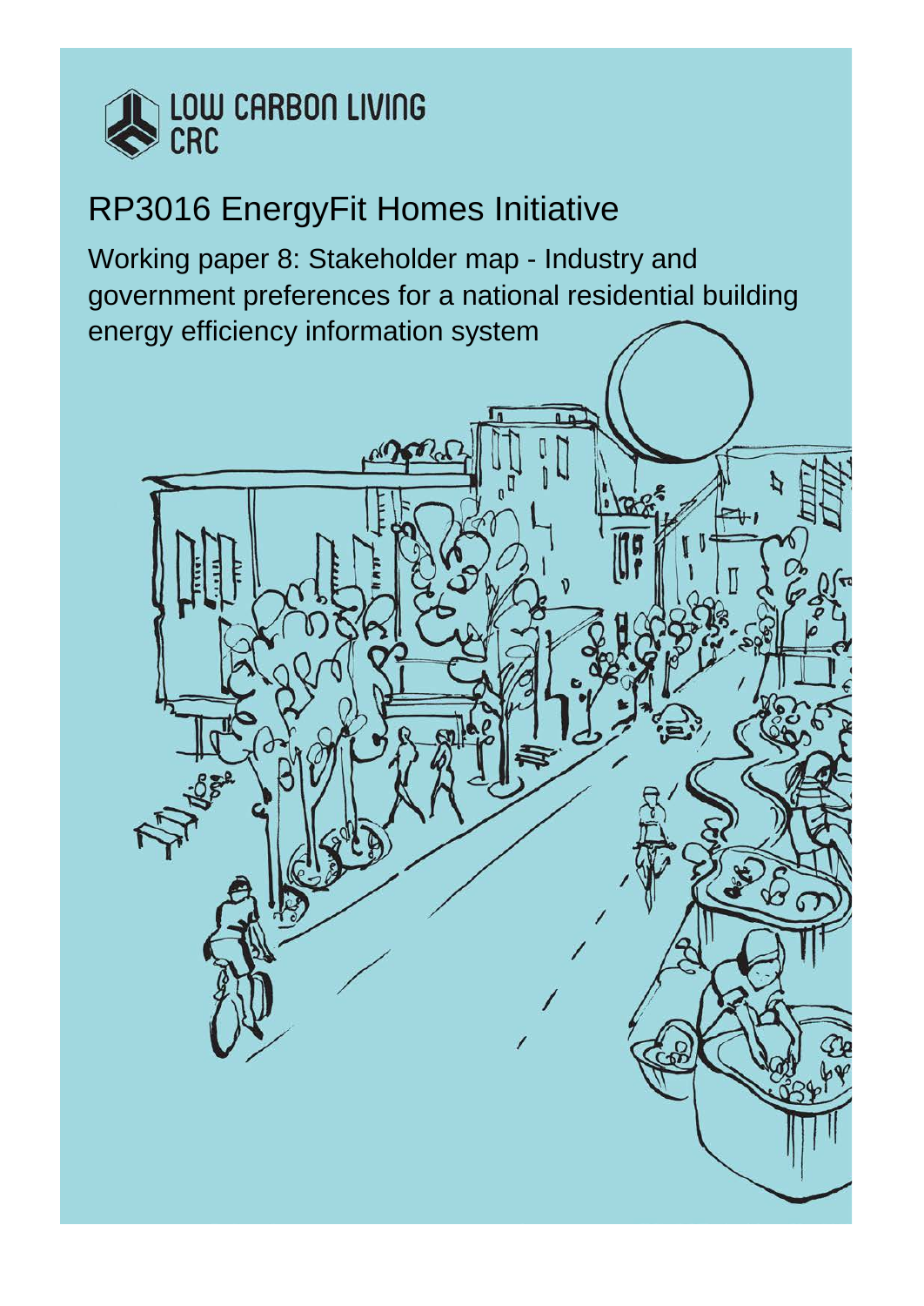LOW CARBON LIVING CRC

# RP3016 EnergyFit Homes Initiative

## Working paper 8: Stakeholder map - Industry and government preferences for a national residential building energy efficiency information system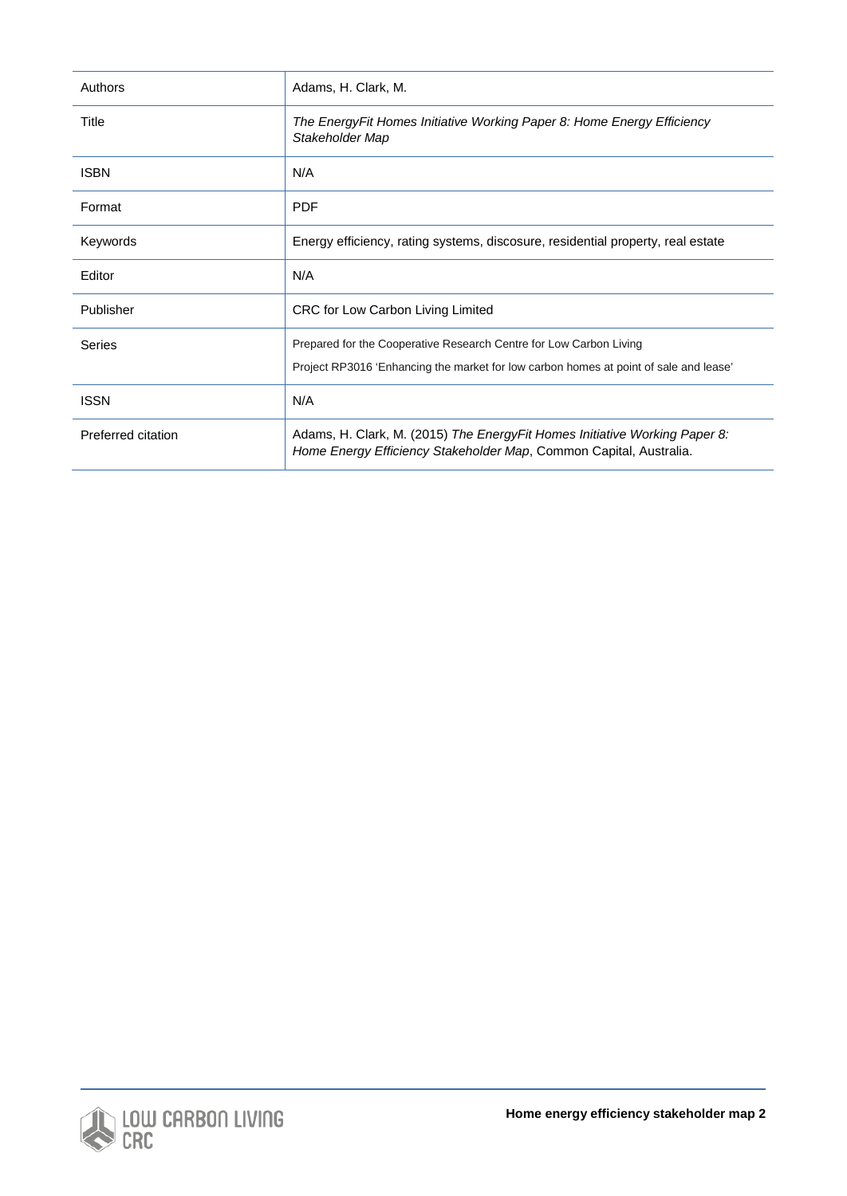| Authors | Adams, H. Clark, M. |
|---|---|
| Title | *The EnergyFit Homes Initiative Working Paper 8: Home Energy Efficiency Stakeholder Map* |
| ISBN | N/A |
| Format | PDF |
| Keywords | Energy efficiency, rating systems, discosure, residential property, real estate |
| Editor | N/A |
| Publisher | CRC for Low Carbon Living Limited |
| Series | Prepared for the Cooperative Research Centre for Low Carbon Living<br>Project RP3016 'Enhancing the market for low carbon homes at point of sale and lease' |
| ISSN | N/A |
| Preferred citation | Adams, H. Clark, M. (2015) *The EnergyFit Homes Initiative Working Paper 8: Home Energy Efficiency Stakeholder Map*, Common Capital, Australia. |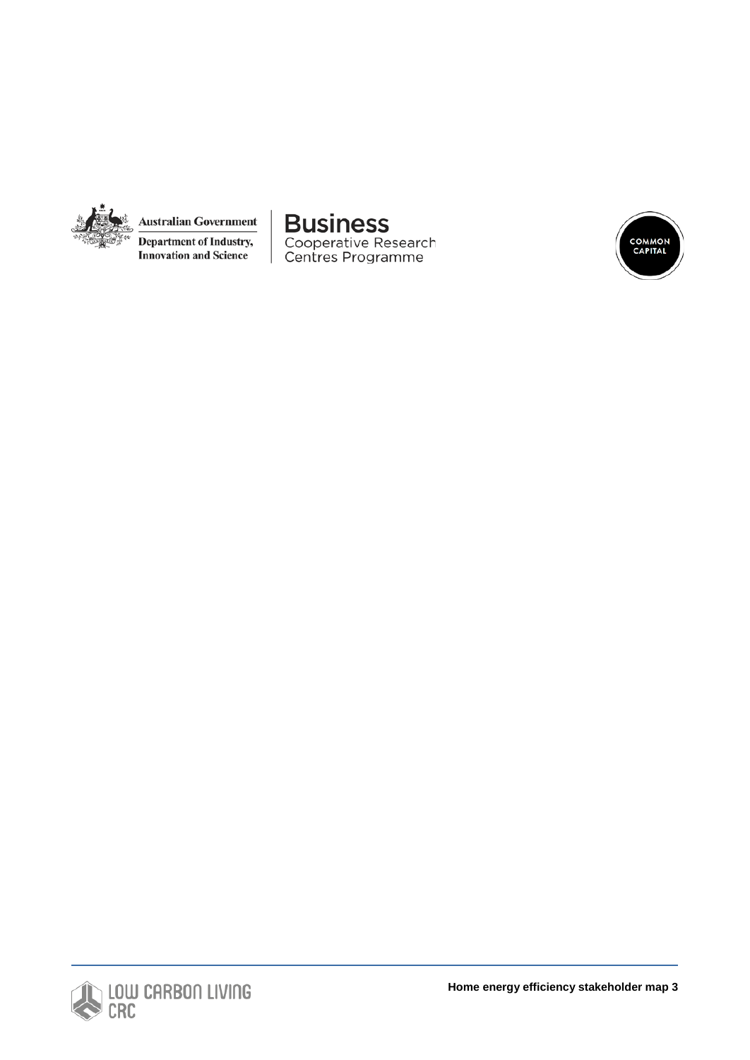Australian Government

Department of Industry, Innovation and Science

**Business**
Cooperative Research Centres Programme

COMMON CAPITAL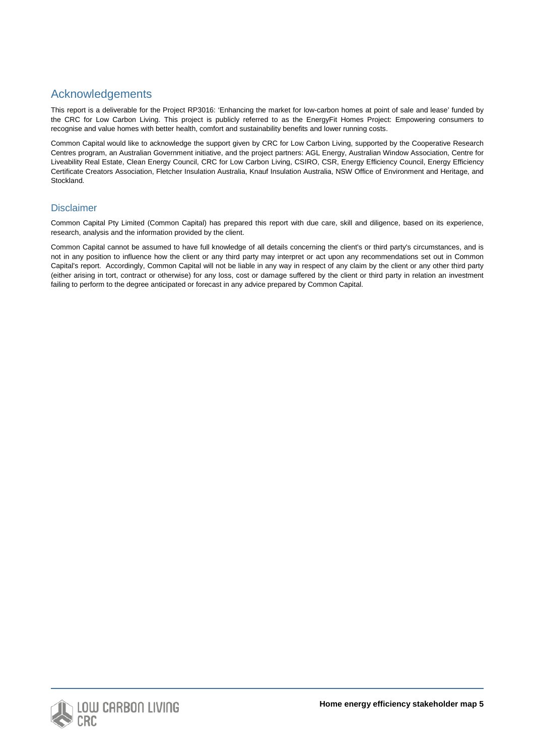## Acknowledgements

This report is a deliverable for the Project RP3016: 'Enhancing the market for low-carbon homes at point of sale and lease' funded by the CRC for Low Carbon Living. This project is publicly referred to as the EnergyFit Homes Project: Empowering consumers to recognise and value homes with better health, comfort and sustainability benefits and lower running costs.

Common Capital would like to acknowledge the support given by CRC for Low Carbon Living, supported by the Cooperative Research Centres program, an Australian Government initiative, and the project partners: AGL Energy, Australian Window Association, Centre for Liveability Real Estate, Clean Energy Council, CRC for Low Carbon Living, CSIRO, CSR, Energy Efficiency Council, Energy Efficiency Certificate Creators Association, Fletcher Insulation Australia, Knauf Insulation Australia, NSW Office of Environment and Heritage, and Stockland.

## Disclaimer

Common Capital Pty Limited (Common Capital) has prepared this report with due care, skill and diligence, based on its experience, research, analysis and the information provided by the client.

Common Capital cannot be assumed to have full knowledge of all details concerning the client's or third party's circumstances, and is not in any position to influence how the client or any third party may interpret or act upon any recommendations set out in Common Capital's report. Accordingly, Common Capital will not be liable in any way in respect of any claim by the client or any other third party (either arising in tort, contract or otherwise) for any loss, cost or damage suffered by the client or third party in relation an investment failing to perform to the degree anticipated or forecast in any advice prepared by Common Capital.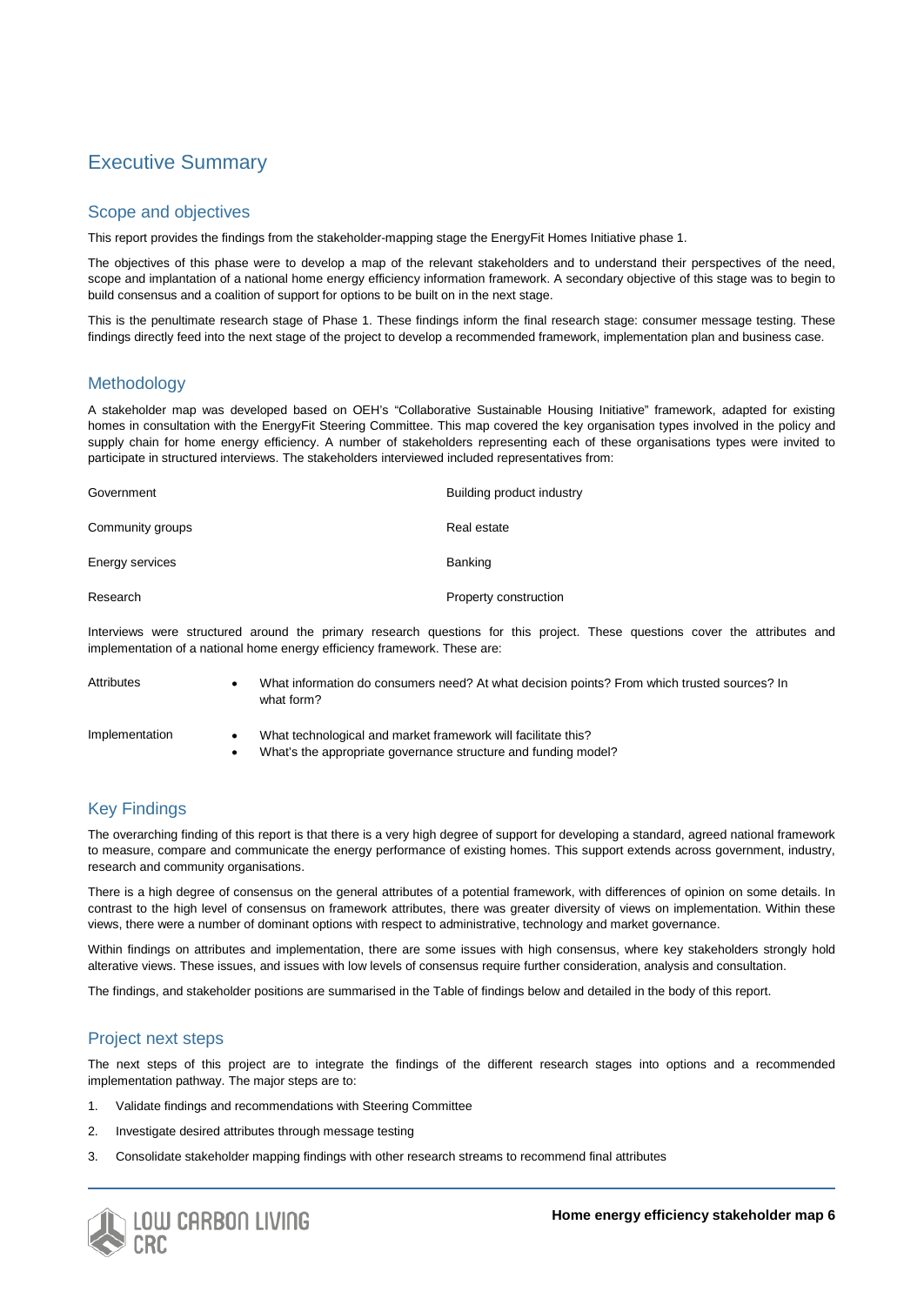# Executive Summary

## Scope and objectives

This report provides the findings from the stakeholder-mapping stage the EnergyFit Homes Initiative phase 1.

The objectives of this phase were to develop a map of the relevant stakeholders and to understand their perspectives of the need, scope and implantation of a national home energy efficiency information framework. A secondary objective of this stage was to begin to build consensus and a coalition of support for options to be built on in the next stage.

This is the penultimate research stage of Phase 1. These findings inform the final research stage: consumer message testing. These findings directly feed into the next stage of the project to develop a recommended framework, implementation plan and business case.

## Methodology

A stakeholder map was developed based on OEH's "Collaborative Sustainable Housing Initiative" framework, adapted for existing homes in consultation with the EnergyFit Steering Committee. This map covered the key organisation types involved in the policy and supply chain for home energy efficiency. A number of stakeholders representing each of these organisations types were invited to participate in structured interviews. The stakeholders interviewed included representatives from:

| | |
|---|---|
| Government | Building product industry |
| Community groups | Real estate |
| Energy services | Banking |
| Research | Property construction |

Interviews were structured around the primary research questions for this project. These questions cover the attributes and implementation of a national home energy efficiency framework. These are:

| | |
|---|---|
| Attributes | • What information do consumers need? At what decision points? From which trusted sources? In what form? |
| Implementation | • What technological and market framework will facilitate this?<br>• What's the appropriate governance structure and funding model? |

## Key Findings

The overarching finding of this report is that there is a very high degree of support for developing a standard, agreed national framework to measure, compare and communicate the energy performance of existing homes. This support extends across government, industry, research and community organisations.

There is a high degree of consensus on the general attributes of a potential framework, with differences of opinion on some details. In contrast to the high level of consensus on framework attributes, there was greater diversity of views on implementation. Within these views, there were a number of dominant options with respect to administrative, technology and market governance.

Within findings on attributes and implementation, there are some issues with high consensus, where key stakeholders strongly hold alterative views. These issues, and issues with low levels of consensus require further consideration, analysis and consultation.

The findings, and stakeholder positions are summarised in the Table of findings below and detailed in the body of this report.

## Project next steps

The next steps of this project are to integrate the findings of the different research stages into options and a recommended implementation pathway. The major steps are to:

1. Validate findings and recommendations with Steering Committee
2. Investigate desired attributes through message testing
3. Consolidate stakeholder mapping findings with other research streams to recommend final attributes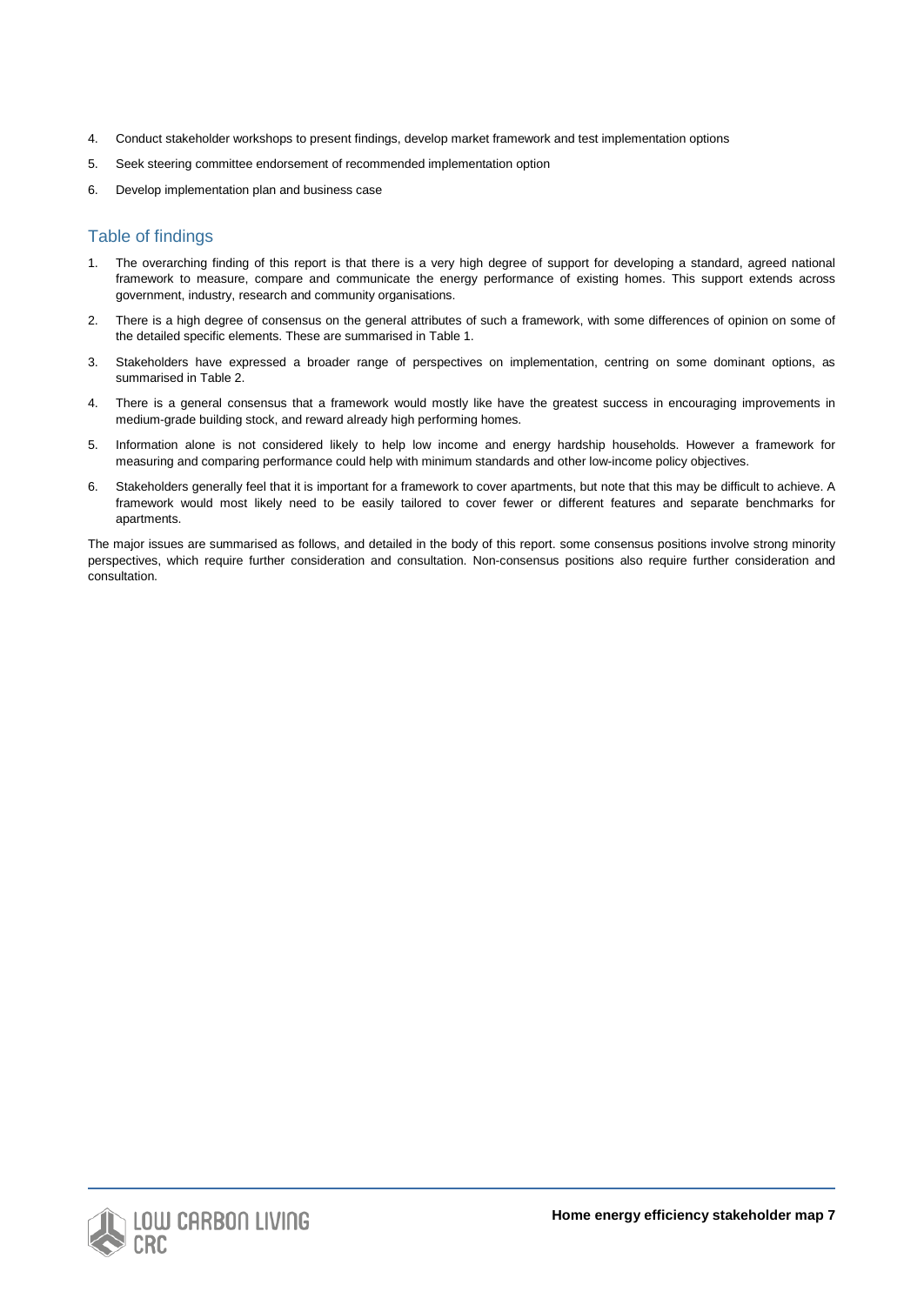4. Conduct stakeholder workshops to present findings, develop market framework and test implementation options
5. Seek steering committee endorsement of recommended implementation option
6. Develop implementation plan and business case

## Table of findings

1. The overarching finding of this report is that there is a very high degree of support for developing a standard, agreed national framework to measure, compare and communicate the energy performance of existing homes. This support extends across government, industry, research and community organisations.
2. There is a high degree of consensus on the general attributes of such a framework, with some differences of opinion on some of the detailed specific elements. These are summarised in Table 1.
3. Stakeholders have expressed a broader range of perspectives on implementation, centring on some dominant options, as summarised in Table 2.
4. There is a general consensus that a framework would mostly like have the greatest success in encouraging improvements in medium-grade building stock, and reward already high performing homes.
5. Information alone is not considered likely to help low income and energy hardship households. However a framework for measuring and comparing performance could help with minimum standards and other low-income policy objectives.
6. Stakeholders generally feel that it is important for a framework to cover apartments, but note that this may be difficult to achieve. A framework would most likely need to be easily tailored to cover fewer or different features and separate benchmarks for apartments.

The major issues are summarised as follows, and detailed in the body of this report. some consensus positions involve strong minority perspectives, which require further consideration and consultation. Non-consensus positions also require further consideration and consultation.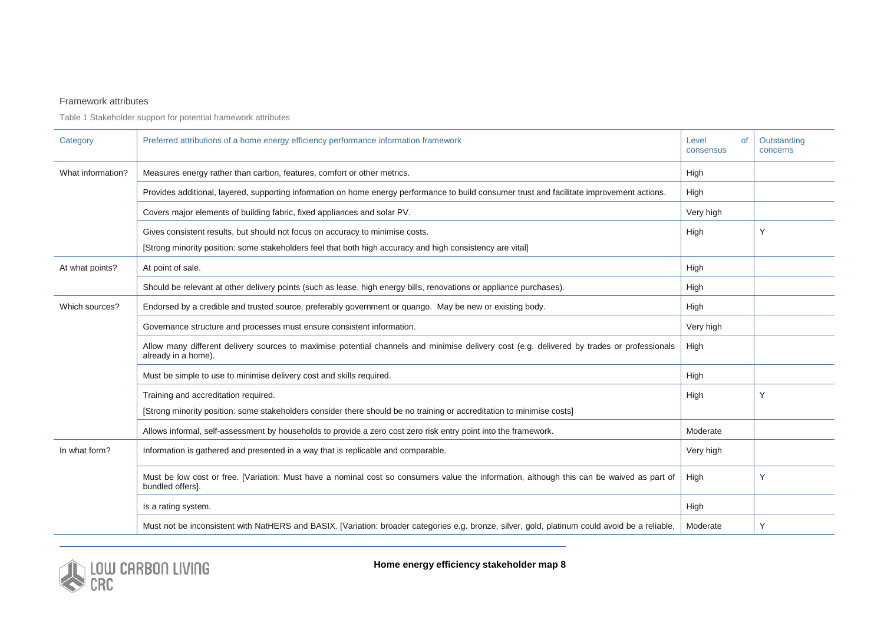## Framework attributes

Table 1 Stakeholder support for potential framework attributes

| Category | Preferred attributions of a home energy efficiency performance information framework | Level of consensus | Outstanding concerns |
|---|---|---|---|
| What information? | Measures energy rather than carbon, features, comfort or other metrics. | High | |
| | Provides additional, layered, supporting information on home energy performance to build consumer trust and facilitate improvement actions. | High | |
| | Covers major elements of building fabric, fixed appliances and solar PV. | Very high | |
| | Gives consistent results, but should not focus on accuracy to minimise costs. [Strong minority position: some stakeholders feel that both high accuracy and high consistency are vital] | High | Y |
| At what points? | At point of sale. | High | |
| | Should be relevant at other delivery points (such as lease, high energy bills, renovations or appliance purchases). | High | |
| Which sources? | Endorsed by a credible and trusted source, preferably government or quango. May be new or existing body. | High | |
| | Governance structure and processes must ensure consistent information. | Very high | |
| | Allow many different delivery sources to maximise potential channels and minimise delivery cost (e.g. delivered by trades or professionals already in a home). | High | |
| | Must be simple to use to minimise delivery cost and skills required. | High | |
| | Training and accreditation required. [Strong minority position: some stakeholders consider there should be no training or accreditation to minimise costs] | High | Y |
| | Allows informal, self-assessment by households to provide a zero cost zero risk entry point into the framework. | Moderate | |
| In what form? | Information is gathered and presented in a way that is replicable and comparable. | Very high | |
| | Must be low cost or free. [Variation: Must have a nominal cost so consumers value the information, although this can be waived as part of bundled offers]. | High | Y |
| | Is a rating system. | High | |
| | Must not be inconsistent with NatHERS and BASIX. [Variation: broader categories e.g. bronze, silver, gold, platinum could avoid be a reliable, | Moderate | Y |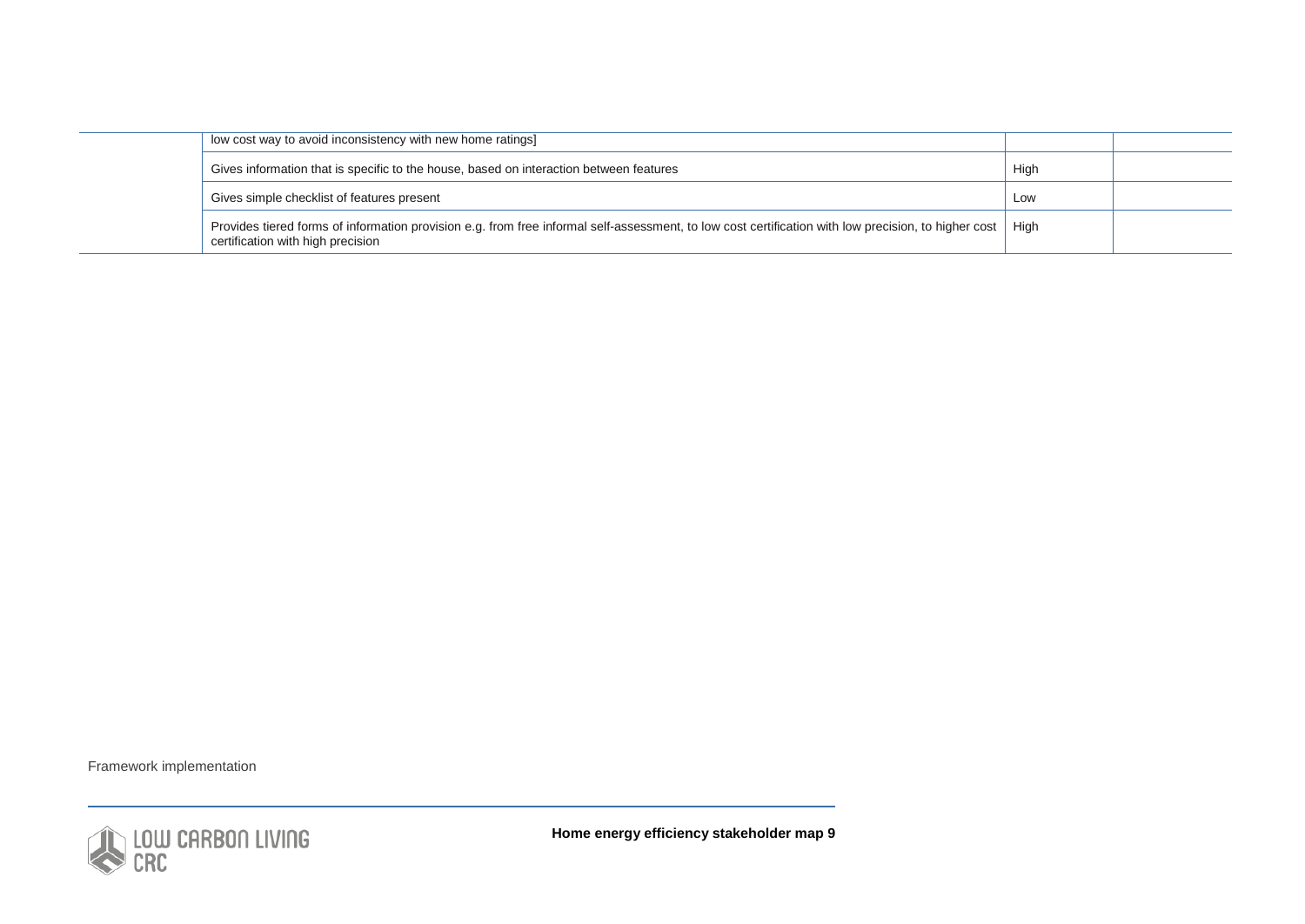| | | | |
|---|---|---|---|
| | low cost way to avoid inconsistency with new home ratings] | | |
| | Gives information that is specific to the house, based on interaction between features | High | |
| | Gives simple checklist of features present | Low | |
| | Provides tiered forms of information provision e.g. from free informal self-assessment, to low cost certification with low precision, to higher cost certification with high precision | High | |

Framework implementation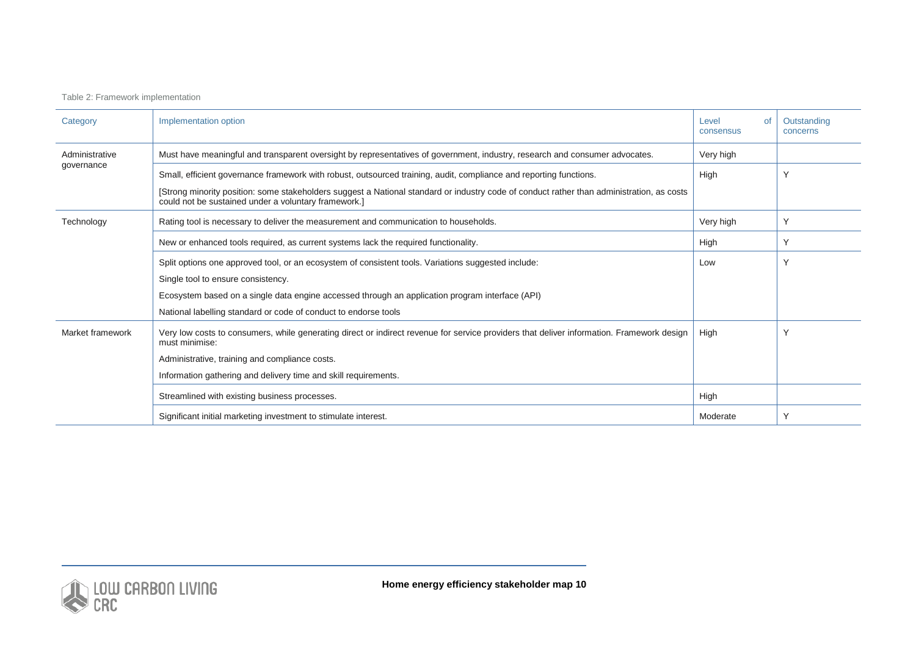Table 2: Framework implementation

| Category | Implementation option | Level of consensus | Outstanding concerns |
|---|---|---|---|
| Administrative governance | Must have meaningful and transparent oversight by representatives of government, industry, research and consumer advocates. | Very high | |
| | Small, efficient governance framework with robust, outsourced training, audit, compliance and reporting functions. [Strong minority position: some stakeholders suggest a National standard or industry code of conduct rather than administration, as costs could not be sustained under a voluntary framework.] | High | Y |
| Technology | Rating tool is necessary to deliver the measurement and communication to households. | Very high | Y |
| | New or enhanced tools required, as current systems lack the required functionality. | High | Y |
| | Split options one approved tool, or an ecosystem of consistent tools. Variations suggested include: Single tool to ensure consistency. Ecosystem based on a single data engine accessed through an application program interface (API) National labelling standard or code of conduct to endorse tools | Low | Y |
| Market framework | Very low costs to consumers, while generating direct or indirect revenue for service providers that deliver information. Framework design must minimise: Administrative, training and compliance costs. Information gathering and delivery time and skill requirements. | High | Y |
| | Streamlined with existing business processes. | High | |
| | Significant initial marketing investment to stimulate interest. | Moderate | Y |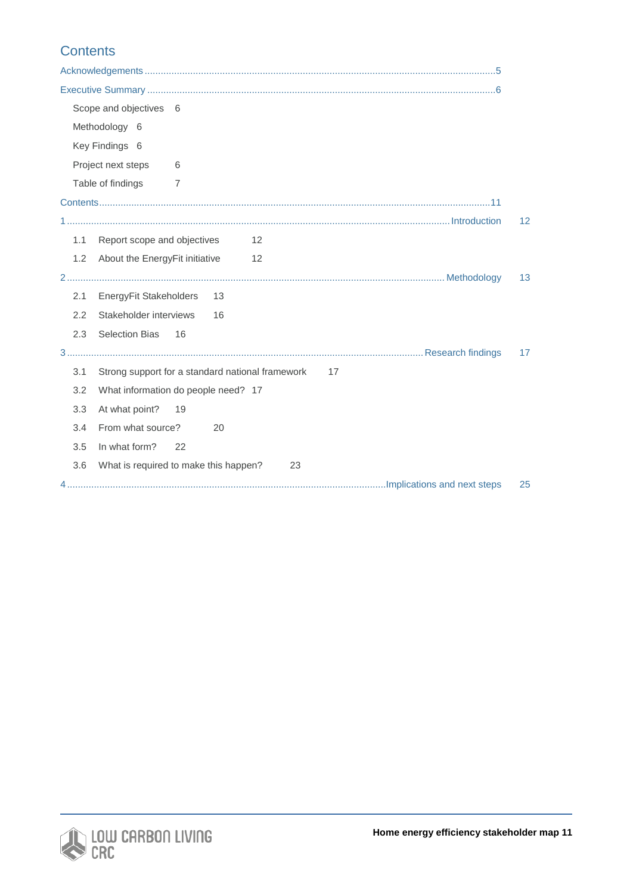# Contents

Acknowledgements ........................................................................................................5

Executive Summary ......................................................................................................6

- Scope and objectives 6
- Methodology 6
- Key Findings 6
- Project next steps 6
- Table of findings 7

Contents ......................................................................................................................11

1 ................................................................................................ Introduction 12

- 1.1 Report scope and objectives 12
- 1.2 About the EnergyFit initiative 12

2 ................................................................................................ Methodology 13

- 2.1 EnergyFit Stakeholders 13
- 2.2 Stakeholder interviews 16
- 2.3 Selection Bias 16

3 ................................................................................................ Research findings 17

- 3.1 Strong support for a standard national framework 17
- 3.2 What information do people need? 17
- 3.3 At what point? 19
- 3.4 From what source? 20
- 3.5 In what form? 22
- 3.6 What is required to make this happen? 23

4 ................................................................................................ Implications and next steps 25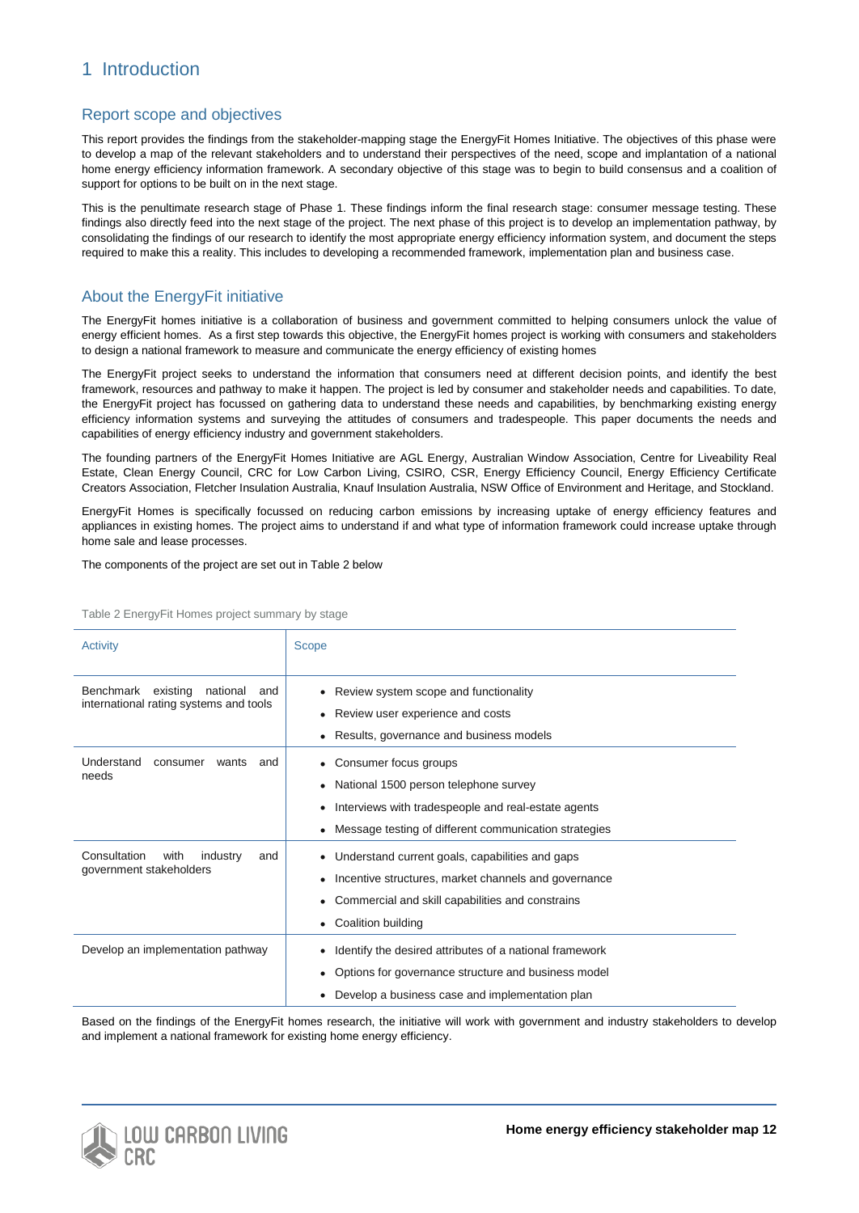# 1 Introduction

## Report scope and objectives

This report provides the findings from the stakeholder-mapping stage the EnergyFit Homes Initiative. The objectives of this phase were to develop a map of the relevant stakeholders and to understand their perspectives of the need, scope and implantation of a national home energy efficiency information framework. A secondary objective of this stage was to begin to build consensus and a coalition of support for options to be built on in the next stage.

This is the penultimate research stage of Phase 1. These findings inform the final research stage: consumer message testing. These findings also directly feed into the next stage of the project. The next phase of this project is to develop an implementation pathway, by consolidating the findings of our research to identify the most appropriate energy efficiency information system, and document the steps required to make this a reality. This includes to developing a recommended framework, implementation plan and business case.

## About the EnergyFit initiative

The EnergyFit homes initiative is a collaboration of business and government committed to helping consumers unlock the value of energy efficient homes. As a first step towards this objective, the EnergyFit homes project is working with consumers and stakeholders to design a national framework to measure and communicate the energy efficiency of existing homes

The EnergyFit project seeks to understand the information that consumers need at different decision points, and identify the best framework, resources and pathway to make it happen. The project is led by consumer and stakeholder needs and capabilities. To date, the EnergyFit project has focussed on gathering data to understand these needs and capabilities, by benchmarking existing energy efficiency information systems and surveying the attitudes of consumers and tradespeople. This paper documents the needs and capabilities of energy efficiency industry and government stakeholders.

The founding partners of the EnergyFit Homes Initiative are AGL Energy, Australian Window Association, Centre for Liveability Real Estate, Clean Energy Council, CRC for Low Carbon Living, CSIRO, CSR, Energy Efficiency Council, Energy Efficiency Certificate Creators Association, Fletcher Insulation Australia, Knauf Insulation Australia, NSW Office of Environment and Heritage, and Stockland.

EnergyFit Homes is specifically focussed on reducing carbon emissions by increasing uptake of energy efficiency features and appliances in existing homes. The project aims to understand if and what type of information framework could increase uptake through home sale and lease processes.

The components of the project are set out in Table 2 below

Table 2 EnergyFit Homes project summary by stage

| Activity | Scope |
|---|---|
| Benchmark existing national and international rating systems and tools | • Review system scope and functionality<br>• Review user experience and costs<br>• Results, governance and business models |
| Understand consumer wants and needs | • Consumer focus groups<br>• National 1500 person telephone survey<br>• Interviews with tradespeople and real-estate agents<br>• Message testing of different communication strategies |
| Consultation with industry and government stakeholders | • Understand current goals, capabilities and gaps<br>• Incentive structures, market channels and governance<br>• Commercial and skill capabilities and constrains<br>• Coalition building |
| Develop an implementation pathway | • Identify the desired attributes of a national framework<br>• Options for governance structure and business model<br>• Develop a business case and implementation plan |

Based on the findings of the EnergyFit homes research, the initiative will work with government and industry stakeholders to develop and implement a national framework for existing home energy efficiency.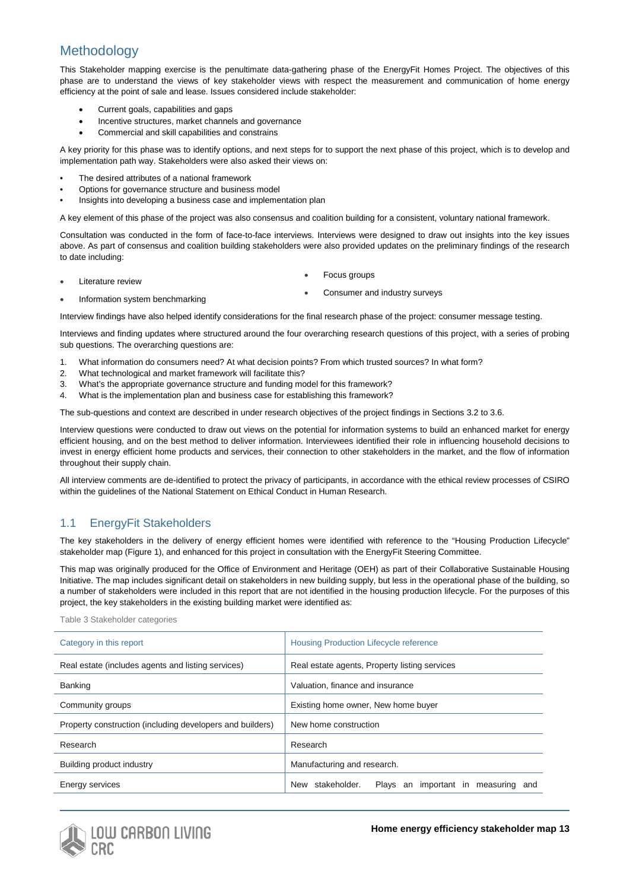# Methodology

This Stakeholder mapping exercise is the penultimate data-gathering phase of the EnergyFit Homes Project. The objectives of this phase are to understand the views of key stakeholder views with respect the measurement and communication of home energy efficiency at the point of sale and lease. Issues considered include stakeholder:

- Current goals, capabilities and gaps
- Incentive structures, market channels and governance
- Commercial and skill capabilities and constrains

A key priority for this phase was to identify options, and next steps for to support the next phase of this project, which is to develop and implementation path way. Stakeholders were also asked their views on:

- The desired attributes of a national framework
- Options for governance structure and business model
- Insights into developing a business case and implementation plan

A key element of this phase of the project was also consensus and coalition building for a consistent, voluntary national framework.

Consultation was conducted in the form of face-to-face interviews. Interviews were designed to draw out insights into the key issues above. As part of consensus and coalition building stakeholders were also provided updates on the preliminary findings of the research to date including:

- Literature review
- Information system benchmarking
- Focus groups
- Consumer and industry surveys

Interview findings have also helped identify considerations for the final research phase of the project: consumer message testing.

Interviews and finding updates where structured around the four overarching research questions of this project, with a series of probing sub questions. The overarching questions are:

1. What information do consumers need? At what decision points? From which trusted sources? In what form?
2. What technological and market framework will facilitate this?
3. What's the appropriate governance structure and funding model for this framework?
4. What is the implementation plan and business case for establishing this framework?

The sub-questions and context are described in under research objectives of the project findings in Sections 3.2 to 3.6.

Interview questions were conducted to draw out views on the potential for information systems to build an enhanced market for energy efficient housing, and on the best method to deliver information. Interviewees identified their role in influencing household decisions to invest in energy efficient home products and services, their connection to other stakeholders in the market, and the flow of information throughout their supply chain.

All interview comments are de-identified to protect the privacy of participants, in accordance with the ethical review processes of CSIRO within the guidelines of the National Statement on Ethical Conduct in Human Research.

## 1.1 EnergyFit Stakeholders

The key stakeholders in the delivery of energy efficient homes were identified with reference to the "Housing Production Lifecycle" stakeholder map (Figure 1), and enhanced for this project in consultation with the EnergyFit Steering Committee.

This map was originally produced for the Office of Environment and Heritage (OEH) as part of their Collaborative Sustainable Housing Initiative. The map includes significant detail on stakeholders in new building supply, but less in the operational phase of the building, so a number of stakeholders were included in this report that are not identified in the housing production lifecycle. For the purposes of this project, the key stakeholders in the existing building market were identified as:

Table 3 Stakeholder categories

| Category in this report | Housing Production Lifecycle reference |
|---|---|
| Real estate (includes agents and listing services) | Real estate agents, Property listing services |
| Banking | Valuation, finance and insurance |
| Community groups | Existing home owner, New home buyer |
| Property construction (including developers and builders) | New home construction |
| Research | Research |
| Building product industry | Manufacturing and research. |
| Energy services | New stakeholder. Plays an important in measuring and |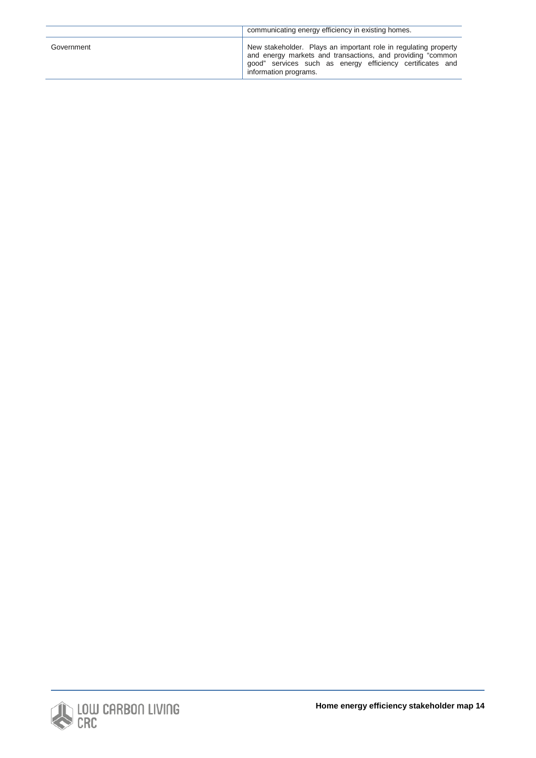| | |
|---|---|
| | communicating energy efficiency in existing homes. |
| Government | New stakeholder. Plays an important role in regulating property and energy markets and transactions, and providing "common good" services such as energy efficiency certificates and information programs. |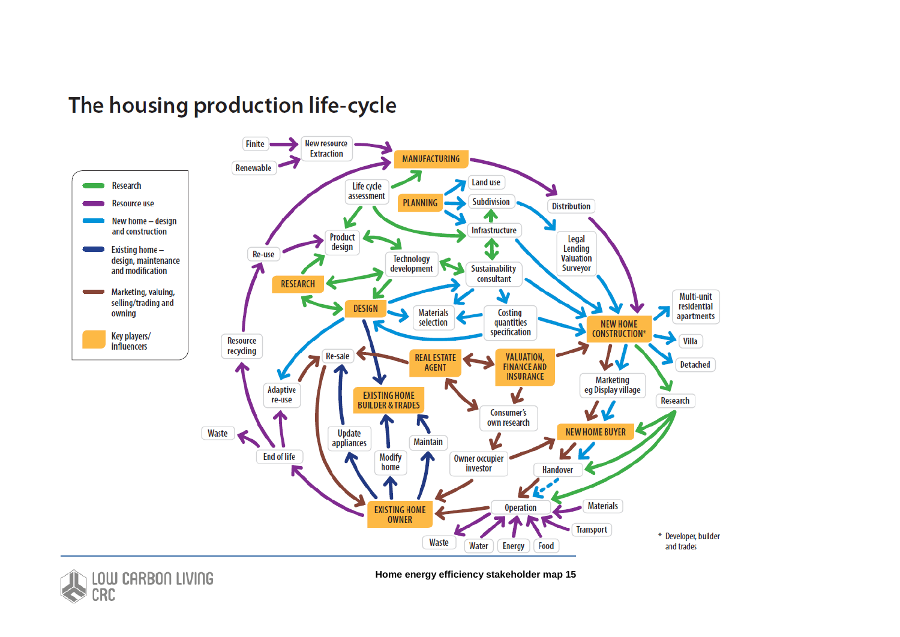# The housing production life-cycle

**Legend**

- Research
- Resource use
- New home – design and construction
- Existing home – design, maintenance and modification
- Marketing, valuing, selling/trading and owning
- Key players/influencers

Finite · Renewable · New resource Extraction · MANUFACTURING · Distribution · Life cycle assessment · PLANNING · Land use · Subdivision · Infrastructure · Legal Lending Valuation Surveyor · Re-use · Product design · Technology development · Sustainability consultant · RESEARCH · DESIGN · Materials selection · Costing quantities specification · NEW HOME CONSTRUCTION* · Multi-unit residential apartments · Villa · Detached · Research · Resource recycling · Re-sale · REAL ESTATE AGENT · VALUATION, FINANCE AND INSURANCE · Marketing eg Display village · Adaptive re-use · EXISTING HOME BUILDER & TRADES · Consumer's own research · NEW HOME BUYER · Waste · Update appliances · Maintain · Owner occupier investor · Handover · End of life · Modify home · EXISTING HOME OWNER · Operation · Materials · Transport · Waste · Water · Energy · Food

\* Developer, builder and trades

**Home energy efficiency stakeholder map 15**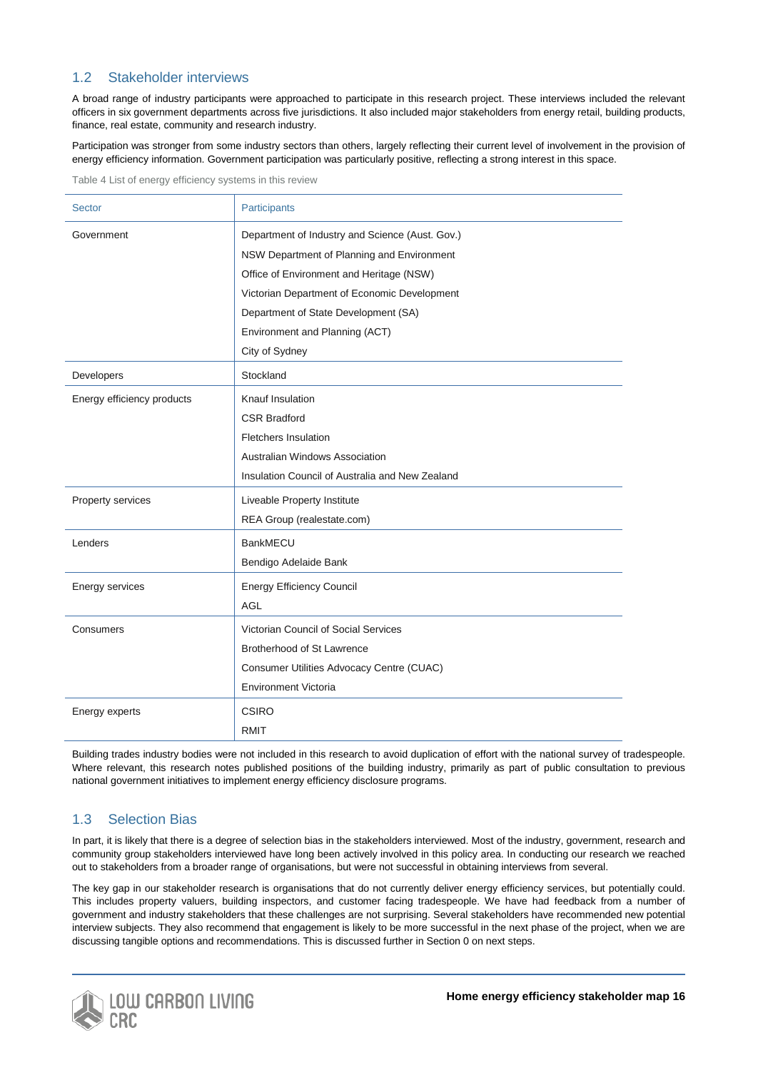## 1.2 Stakeholder interviews

A broad range of industry participants were approached to participate in this research project. These interviews included the relevant officers in six government departments across five jurisdictions. It also included major stakeholders from energy retail, building products, finance, real estate, community and research industry.

Participation was stronger from some industry sectors than others, largely reflecting their current level of involvement in the provision of energy efficiency information. Government participation was particularly positive, reflecting a strong interest in this space.

Table 4 List of energy efficiency systems in this review

| Sector | Participants |
|---|---|
| Government | Department of Industry and Science (Aust. Gov.) |
| | NSW Department of Planning and Environment |
| | Office of Environment and Heritage (NSW) |
| | Victorian Department of Economic Development |
| | Department of State Development (SA) |
| | Environment and Planning (ACT) |
| | City of Sydney |
| Developers | Stockland |
| Energy efficiency products | Knauf Insulation |
| | CSR Bradford |
| | Fletchers Insulation |
| | Australian Windows Association |
| | Insulation Council of Australia and New Zealand |
| Property services | Liveable Property Institute |
| | REA Group (realestate.com) |
| Lenders | BankMECU |
| | Bendigo Adelaide Bank |
| Energy services | Energy Efficiency Council |
| | AGL |
| Consumers | Victorian Council of Social Services |
| | Brotherhood of St Lawrence |
| | Consumer Utilities Advocacy Centre (CUAC) |
| | Environment Victoria |
| Energy experts | CSIRO |
| | RMIT |

Building trades industry bodies were not included in this research to avoid duplication of effort with the national survey of tradespeople. Where relevant, this research notes published positions of the building industry, primarily as part of public consultation to previous national government initiatives to implement energy efficiency disclosure programs.

## 1.3 Selection Bias

In part, it is likely that there is a degree of selection bias in the stakeholders interviewed. Most of the industry, government, research and community group stakeholders interviewed have long been actively involved in this policy area. In conducting our research we reached out to stakeholders from a broader range of organisations, but were not successful in obtaining interviews from several.

The key gap in our stakeholder research is organisations that do not currently deliver energy efficiency services, but potentially could. This includes property valuers, building inspectors, and customer facing tradespeople. We have had feedback from a number of government and industry stakeholders that these challenges are not surprising. Several stakeholders have recommended new potential interview subjects. They also recommend that engagement is likely to be more successful in the next phase of the project, when we are discussing tangible options and recommendations. This is discussed further in Section 0 on next steps.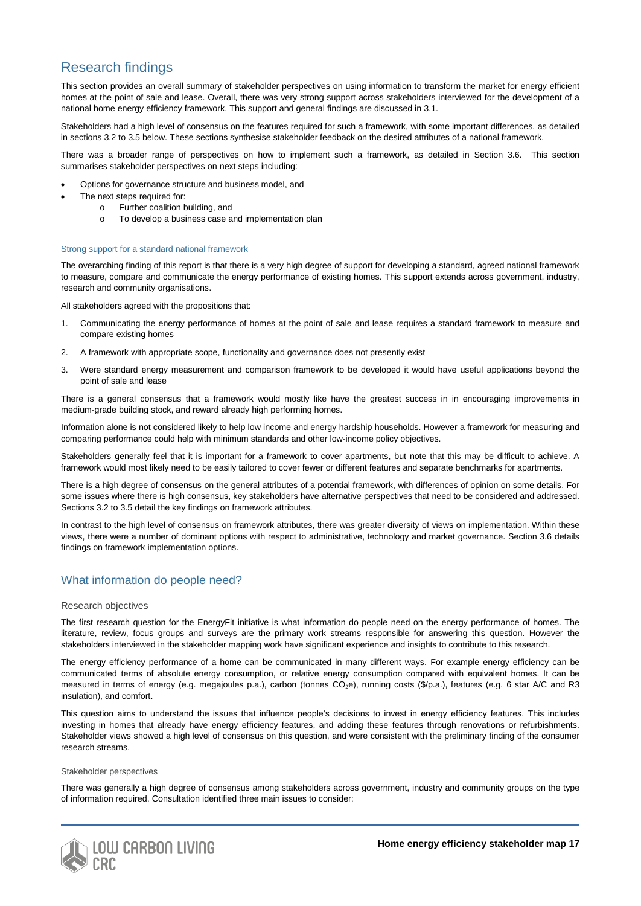## Research findings

This section provides an overall summary of stakeholder perspectives on using information to transform the market for energy efficient homes at the point of sale and lease. Overall, there was very strong support across stakeholders interviewed for the development of a national home energy efficiency framework. This support and general findings are discussed in 3.1.

Stakeholders had a high level of consensus on the features required for such a framework, with some important differences, as detailed in sections 3.2 to 3.5 below. These sections synthesise stakeholder feedback on the desired attributes of a national framework.

There was a broader range of perspectives on how to implement such a framework, as detailed in Section 3.6. This section summarises stakeholder perspectives on next steps including:

- Options for governance structure and business model, and
- The next steps required for:
  - Further coalition building, and
  - To develop a business case and implementation plan

#### Strong support for a standard national framework

The overarching finding of this report is that there is a very high degree of support for developing a standard, agreed national framework to measure, compare and communicate the energy performance of existing homes. This support extends across government, industry, research and community organisations.

All stakeholders agreed with the propositions that:

1. Communicating the energy performance of homes at the point of sale and lease requires a standard framework to measure and compare existing homes
2. A framework with appropriate scope, functionality and governance does not presently exist
3. Were standard energy measurement and comparison framework to be developed it would have useful applications beyond the point of sale and lease

There is a general consensus that a framework would mostly like have the greatest success in in encouraging improvements in medium-grade building stock, and reward already high performing homes.

Information alone is not considered likely to help low income and energy hardship households. However a framework for measuring and comparing performance could help with minimum standards and other low-income policy objectives.

Stakeholders generally feel that it is important for a framework to cover apartments, but note that this may be difficult to achieve. A framework would most likely need to be easily tailored to cover fewer or different features and separate benchmarks for apartments.

There is a high degree of consensus on the general attributes of a potential framework, with differences of opinion on some details. For some issues where there is high consensus, key stakeholders have alternative perspectives that need to be considered and addressed. Sections 3.2 to 3.5 detail the key findings on framework attributes.

In contrast to the high level of consensus on framework attributes, there was greater diversity of views on implementation. Within these views, there were a number of dominant options with respect to administrative, technology and market governance. Section 3.6 details findings on framework implementation options.

## What information do people need?

### Research objectives

The first research question for the EnergyFit initiative is what information do people need on the energy performance of homes. The literature, review, focus groups and surveys are the primary work streams responsible for answering this question. However the stakeholders interviewed in the stakeholder mapping work have significant experience and insights to contribute to this research.

The energy efficiency performance of a home can be communicated in many different ways. For example energy efficiency can be communicated terms of absolute energy consumption, or relative energy consumption compared with equivalent homes. It can be measured in terms of energy (e.g. megajoules p.a.), carbon (tonnes $CO_2$e), running costs ($/p.a.), features (e.g. 6 star A/C and R3 insulation), and comfort.

This question aims to understand the issues that influence people's decisions to invest in energy efficiency features. This includes investing in homes that already have energy efficiency features, and adding these features through renovations or refurbishments. Stakeholder views showed a high level of consensus on this question, and were consistent with the preliminary finding of the consumer research streams.

#### Stakeholder perspectives

There was generally a high degree of consensus among stakeholders across government, industry and community groups on the type of information required. Consultation identified three main issues to consider: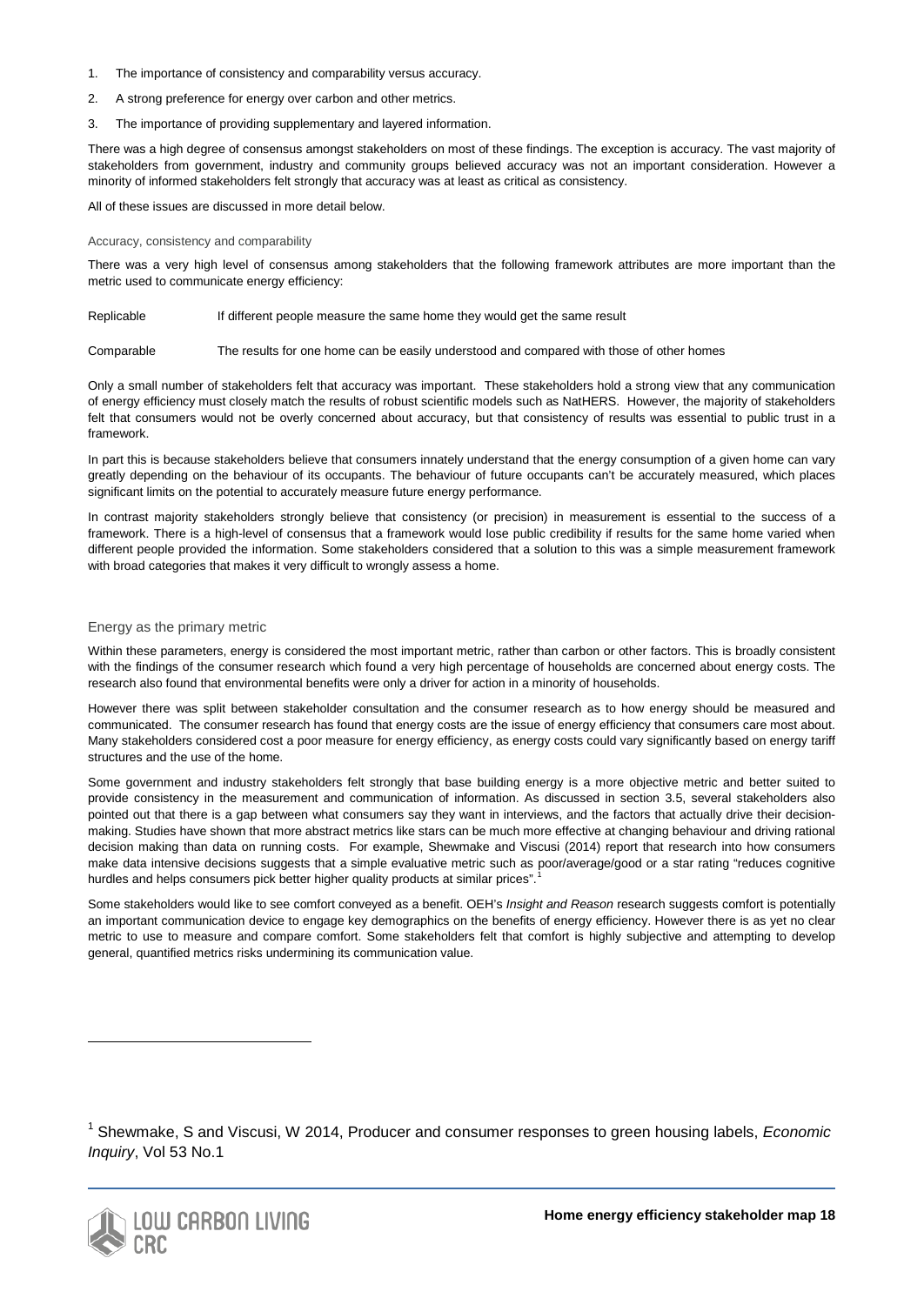1. The importance of consistency and comparability versus accuracy.
2. A strong preference for energy over carbon and other metrics.
3. The importance of providing supplementary and layered information.

There was a high degree of consensus amongst stakeholders on most of these findings. The exception is accuracy. The vast majority of stakeholders from government, industry and community groups believed accuracy was not an important consideration. However a minority of informed stakeholders felt strongly that accuracy was at least as critical as consistency.

All of these issues are discussed in more detail below.

### Accuracy, consistency and comparability

There was a very high level of consensus among stakeholders that the following framework attributes are more important than the metric used to communicate energy efficiency:

| | |
|---|---|
| Replicable | If different people measure the same home they would get the same result |
| Comparable | The results for one home can be easily understood and compared with those of other homes |

Only a small number of stakeholders felt that accuracy was important. These stakeholders hold a strong view that any communication of energy efficiency must closely match the results of robust scientific models such as NatHERS. However, the majority of stakeholders felt that consumers would not be overly concerned about accuracy, but that consistency of results was essential to public trust in a framework.

In part this is because stakeholders believe that consumers innately understand that the energy consumption of a given home can vary greatly depending on the behaviour of its occupants. The behaviour of future occupants can't be accurately measured, which places significant limits on the potential to accurately measure future energy performance.

In contrast majority stakeholders strongly believe that consistency (or precision) in measurement is essential to the success of a framework. There is a high-level of consensus that a framework would lose public credibility if results for the same home varied when different people provided the information. Some stakeholders considered that a solution to this was a simple measurement framework with broad categories that makes it very difficult to wrongly assess a home.

### Energy as the primary metric

Within these parameters, energy is considered the most important metric, rather than carbon or other factors. This is broadly consistent with the findings of the consumer research which found a very high percentage of households are concerned about energy costs. The research also found that environmental benefits were only a driver for action in a minority of households.

However there was split between stakeholder consultation and the consumer research as to how energy should be measured and communicated. The consumer research has found that energy costs are the issue of energy efficiency that consumers care most about. Many stakeholders considered cost a poor measure for energy efficiency, as energy costs could vary significantly based on energy tariff structures and the use of the home.

Some government and industry stakeholders felt strongly that base building energy is a more objective metric and better suited to provide consistency in the measurement and communication of information. As discussed in section 3.5, several stakeholders also pointed out that there is a gap between what consumers say they want in interviews, and the factors that actually drive their decision-making. Studies have shown that more abstract metrics like stars can be much more effective at changing behaviour and driving rational decision making than data on running costs. For example, Shewmake and Viscusi (2014) report that research into how consumers make data intensive decisions suggests that a simple evaluative metric such as poor/average/good or a star rating "reduces cognitive hurdles and helps consumers pick better higher quality products at similar prices".[1]

Some stakeholders would like to see comfort conveyed as a benefit. OEH's *Insight and Reason* research suggests comfort is potentially an important communication device to engage key demographics on the benefits of energy efficiency. However there is as yet no clear metric to use to measure and compare comfort. Some stakeholders felt that comfort is highly subjective and attempting to develop general, quantified metrics risks undermining its communication value.

---

[1] Shewmake, S and Viscusi, W 2014, Producer and consumer responses to green housing labels, *Economic Inquiry*, Vol 53 No.1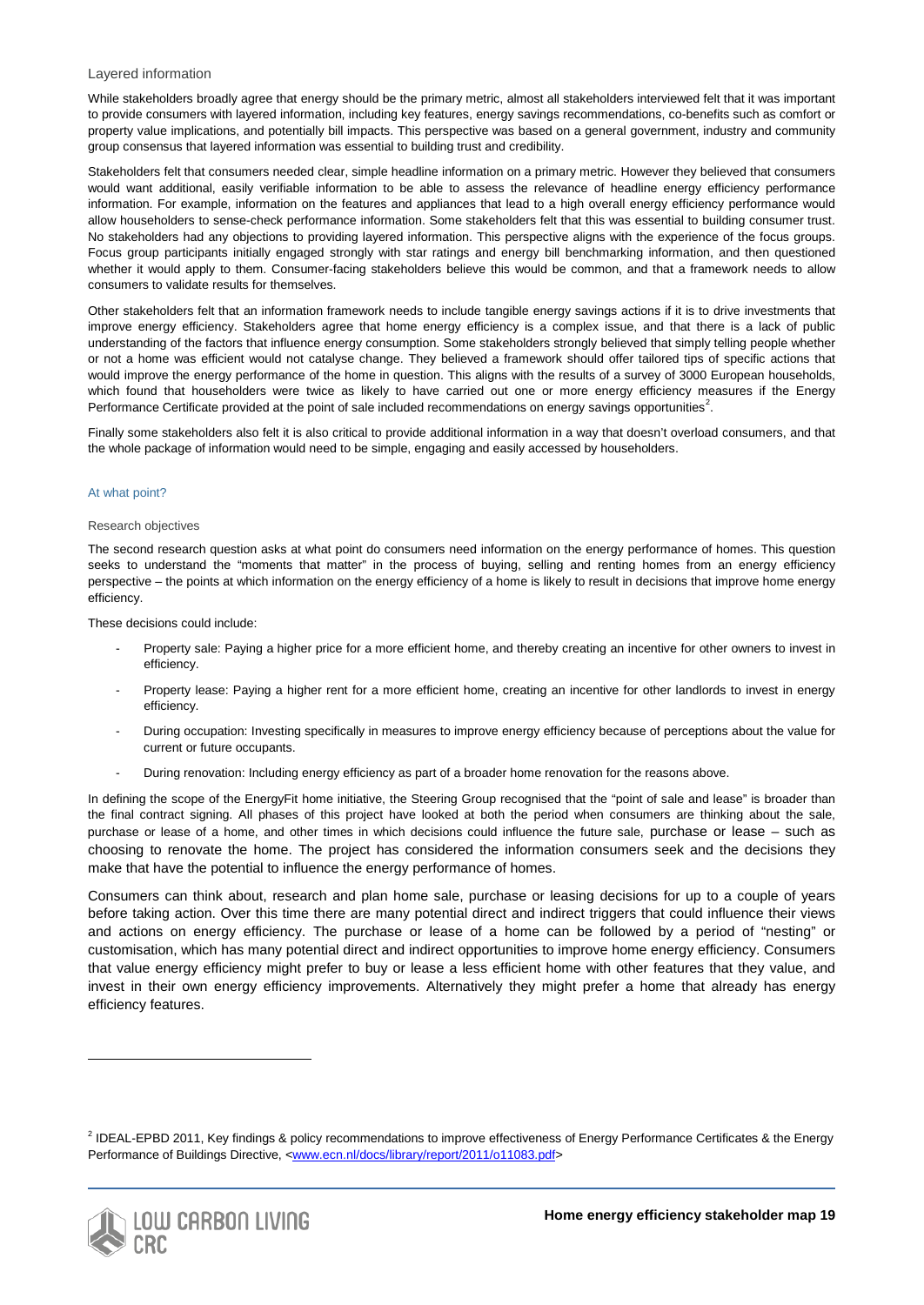### Layered information

While stakeholders broadly agree that energy should be the primary metric, almost all stakeholders interviewed felt that it was important to provide consumers with layered information, including key features, energy savings recommendations, co-benefits such as comfort or property value implications, and potentially bill impacts. This perspective was based on a general government, industry and community group consensus that layered information was essential to building trust and credibility.

Stakeholders felt that consumers needed clear, simple headline information on a primary metric. However they believed that consumers would want additional, easily verifiable information to be able to assess the relevance of headline energy efficiency performance information. For example, information on the features and appliances that lead to a high overall energy efficiency performance would allow householders to sense-check performance information. Some stakeholders felt that this was essential to building consumer trust. No stakeholders had any objections to providing layered information. This perspective aligns with the experience of the focus groups. Focus group participants initially engaged strongly with star ratings and energy bill benchmarking information, and then questioned whether it would apply to them. Consumer-facing stakeholders believe this would be common, and that a framework needs to allow consumers to validate results for themselves.

Other stakeholders felt that an information framework needs to include tangible energy savings actions if it is to drive investments that improve energy efficiency. Stakeholders agree that home energy efficiency is a complex issue, and that there is a lack of public understanding of the factors that influence energy consumption. Some stakeholders strongly believed that simply telling people whether or not a home was efficient would not catalyse change. They believed a framework should offer tailored tips of specific actions that would improve the energy performance of the home in question. This aligns with the results of a survey of 3000 European households, which found that householders were twice as likely to have carried out one or more energy efficiency measures if the Energy Performance Certificate provided at the point of sale included recommendations on energy savings opportunities[2].

Finally some stakeholders also felt it is also critical to provide additional information in a way that doesn't overload consumers, and that the whole package of information would need to be simple, engaging and easily accessed by householders.

## At what point?

### Research objectives

The second research question asks at what point do consumers need information on the energy performance of homes. This question seeks to understand the "moments that matter" in the process of buying, selling and renting homes from an energy efficiency perspective – the points at which information on the energy efficiency of a home is likely to result in decisions that improve home energy efficiency.

These decisions could include:

- Property sale: Paying a higher price for a more efficient home, and thereby creating an incentive for other owners to invest in efficiency.
- Property lease: Paying a higher rent for a more efficient home, creating an incentive for other landlords to invest in energy efficiency.
- During occupation: Investing specifically in measures to improve energy efficiency because of perceptions about the value for current or future occupants.
- During renovation: Including energy efficiency as part of a broader home renovation for the reasons above.

In defining the scope of the EnergyFit home initiative, the Steering Group recognised that the "point of sale and lease" is broader than the final contract signing. All phases of this project have looked at both the period when consumers are thinking about the sale, purchase or lease of a home, and other times in which decisions could influence the future sale, purchase or lease – such as choosing to renovate the home. The project has considered the information consumers seek and the decisions they make that have the potential to influence the energy performance of homes.

Consumers can think about, research and plan home sale, purchase or leasing decisions for up to a couple of years before taking action. Over this time there are many potential direct and indirect triggers that could influence their views and actions on energy efficiency. The purchase or lease of a home can be followed by a period of "nesting" or customisation, which has many potential direct and indirect opportunities to improve home energy efficiency. Consumers that value energy efficiency might prefer to buy or lease a less efficient home with other features that they value, and invest in their own energy efficiency improvements. Alternatively they might prefer a home that already has energy efficiency features.

---

[2] IDEAL-EPBD 2011, Key findings & policy recommendations to improve effectiveness of Energy Performance Certificates & the Energy Performance of Buildings Directive, <www.ecn.nl/docs/library/report/2011/o11083.pdf>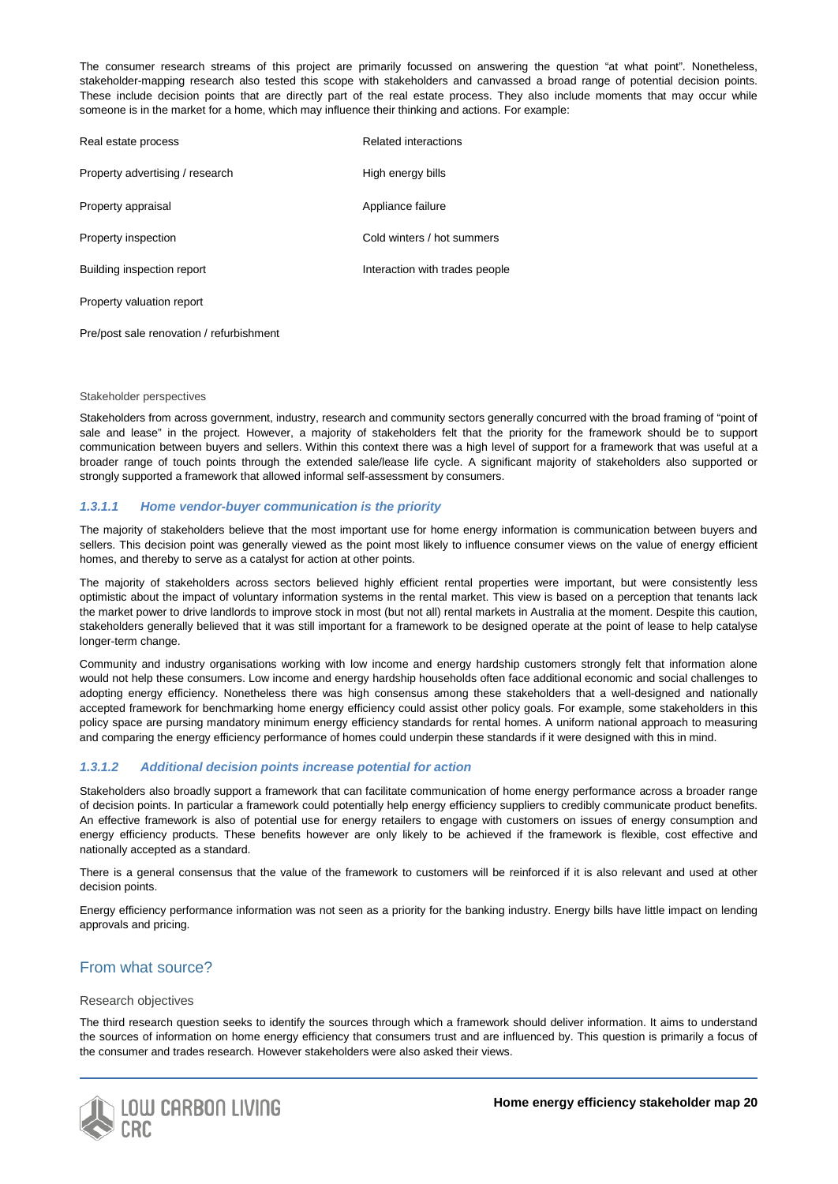The consumer research streams of this project are primarily focussed on answering the question "at what point". Nonetheless, stakeholder-mapping research also tested this scope with stakeholders and canvassed a broad range of potential decision points. These include decision points that are directly part of the real estate process. They also include moments that may occur while someone is in the market for a home, which may influence their thinking and actions. For example:

| Real estate process | Related interactions |
|---|---|
| Property advertising / research | High energy bills |
| Property appraisal | Appliance failure |
| Property inspection | Cold winters / hot summers |
| Building inspection report | Interaction with trades people |
| Property valuation report | |
| Pre/post sale renovation / refurbishment | |

#### Stakeholder perspectives

Stakeholders from across government, industry, research and community sectors generally concurred with the broad framing of "point of sale and lease" in the project. However, a majority of stakeholders felt that the priority for the framework should be to support communication between buyers and sellers. Within this context there was a high level of support for a framework that was useful at a broader range of touch points through the extended sale/lease life cycle. A significant majority of stakeholders also supported or strongly supported a framework that allowed informal self-assessment by consumers.

### *1.3.1.1 Home vendor-buyer communication is the priority*

The majority of stakeholders believe that the most important use for home energy information is communication between buyers and sellers. This decision point was generally viewed as the point most likely to influence consumer views on the value of energy efficient homes, and thereby to serve as a catalyst for action at other points.

The majority of stakeholders across sectors believed highly efficient rental properties were important, but were consistently less optimistic about the impact of voluntary information systems in the rental market. This view is based on a perception that tenants lack the market power to drive landlords to improve stock in most (but not all) rental markets in Australia at the moment. Despite this caution, stakeholders generally believed that it was still important for a framework to be designed operate at the point of lease to help catalyse longer-term change.

Community and industry organisations working with low income and energy hardship customers strongly felt that information alone would not help these consumers. Low income and energy hardship households often face additional economic and social challenges to adopting energy efficiency. Nonetheless there was high consensus among these stakeholders that a well-designed and nationally accepted framework for benchmarking home energy efficiency could assist other policy goals. For example, some stakeholders in this policy space are pursing mandatory minimum energy efficiency standards for rental homes. A uniform national approach to measuring and comparing the energy efficiency performance of homes could underpin these standards if it were designed with this in mind.

### *1.3.1.2 Additional decision points increase potential for action*

Stakeholders also broadly support a framework that can facilitate communication of home energy performance across a broader range of decision points. In particular a framework could potentially help energy efficiency suppliers to credibly communicate product benefits. An effective framework is also of potential use for energy retailers to engage with customers on issues of energy consumption and energy efficiency products. These benefits however are only likely to be achieved if the framework is flexible, cost effective and nationally accepted as a standard.

There is a general consensus that the value of the framework to customers will be reinforced if it is also relevant and used at other decision points.

Energy efficiency performance information was not seen as a priority for the banking industry. Energy bills have little impact on lending approvals and pricing.

## From what source?

#### Research objectives

The third research question seeks to identify the sources through which a framework should deliver information. It aims to understand the sources of information on home energy efficiency that consumers trust and are influenced by. This question is primarily a focus of the consumer and trades research. However stakeholders were also asked their views.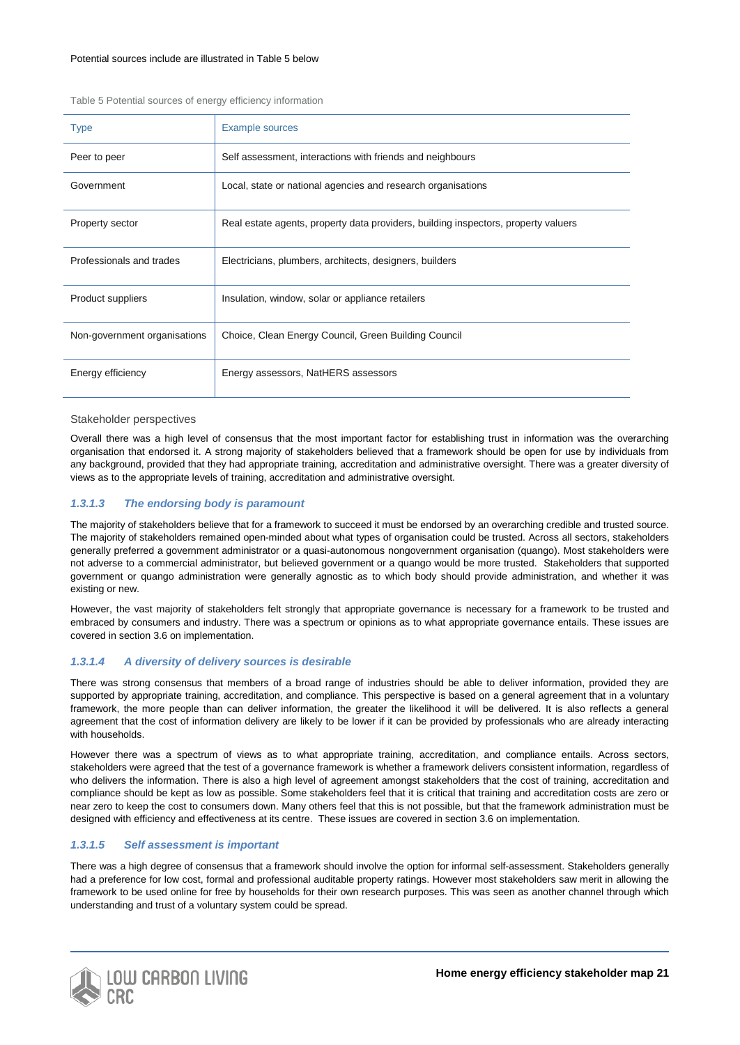Potential sources include are illustrated in Table 5 below

Table 5 Potential sources of energy efficiency information

| Type | Example sources |
| --- | --- |
| Peer to peer | Self assessment, interactions with friends and neighbours |
| Government | Local, state or national agencies and research organisations |
| Property sector | Real estate agents, property data providers, building inspectors, property valuers |
| Professionals and trades | Electricians, plumbers, architects, designers, builders |
| Product suppliers | Insulation, window, solar or appliance retailers |
| Non-government organisations | Choice, Clean Energy Council, Green Building Council |
| Energy efficiency | Energy assessors, NatHERS assessors |

Stakeholder perspectives

Overall there was a high level of consensus that the most important factor for establishing trust in information was the overarching organisation that endorsed it. A strong majority of stakeholders believed that a framework should be open for use by individuals from any background, provided that they had appropriate training, accreditation and administrative oversight. There was a greater diversity of views as to the appropriate levels of training, accreditation and administrative oversight.

#### *1.3.1.3 The endorsing body is paramount*

The majority of stakeholders believe that for a framework to succeed it must be endorsed by an overarching credible and trusted source. The majority of stakeholders remained open-minded about what types of organisation could be trusted. Across all sectors, stakeholders generally preferred a government administrator or a quasi-autonomous nongovernment organisation (quango). Most stakeholders were not adverse to a commercial administrator, but believed government or a quango would be more trusted. Stakeholders that supported government or quango administration were generally agnostic as to which body should provide administration, and whether it was existing or new.

However, the vast majority of stakeholders felt strongly that appropriate governance is necessary for a framework to be trusted and embraced by consumers and industry. There was a spectrum or opinions as to what appropriate governance entails. These issues are covered in section 3.6 on implementation.

#### *1.3.1.4 A diversity of delivery sources is desirable*

There was strong consensus that members of a broad range of industries should be able to deliver information, provided they are supported by appropriate training, accreditation, and compliance. This perspective is based on a general agreement that in a voluntary framework, the more people than can deliver information, the greater the likelihood it will be delivered. It is also reflects a general agreement that the cost of information delivery are likely to be lower if it can be provided by professionals who are already interacting with households.

However there was a spectrum of views as to what appropriate training, accreditation, and compliance entails. Across sectors, stakeholders were agreed that the test of a governance framework is whether a framework delivers consistent information, regardless of who delivers the information. There is also a high level of agreement amongst stakeholders that the cost of training, accreditation and compliance should be kept as low as possible. Some stakeholders feel that it is critical that training and accreditation costs are zero or near zero to keep the cost to consumers down. Many others feel that this is not possible, but that the framework administration must be designed with efficiency and effectiveness at its centre. These issues are covered in section 3.6 on implementation.

#### *1.3.1.5 Self assessment is important*

There was a high degree of consensus that a framework should involve the option for informal self-assessment. Stakeholders generally had a preference for low cost, formal and professional auditable property ratings. However most stakeholders saw merit in allowing the framework to be used online for free by households for their own research purposes. This was seen as another channel through which understanding and trust of a voluntary system could be spread.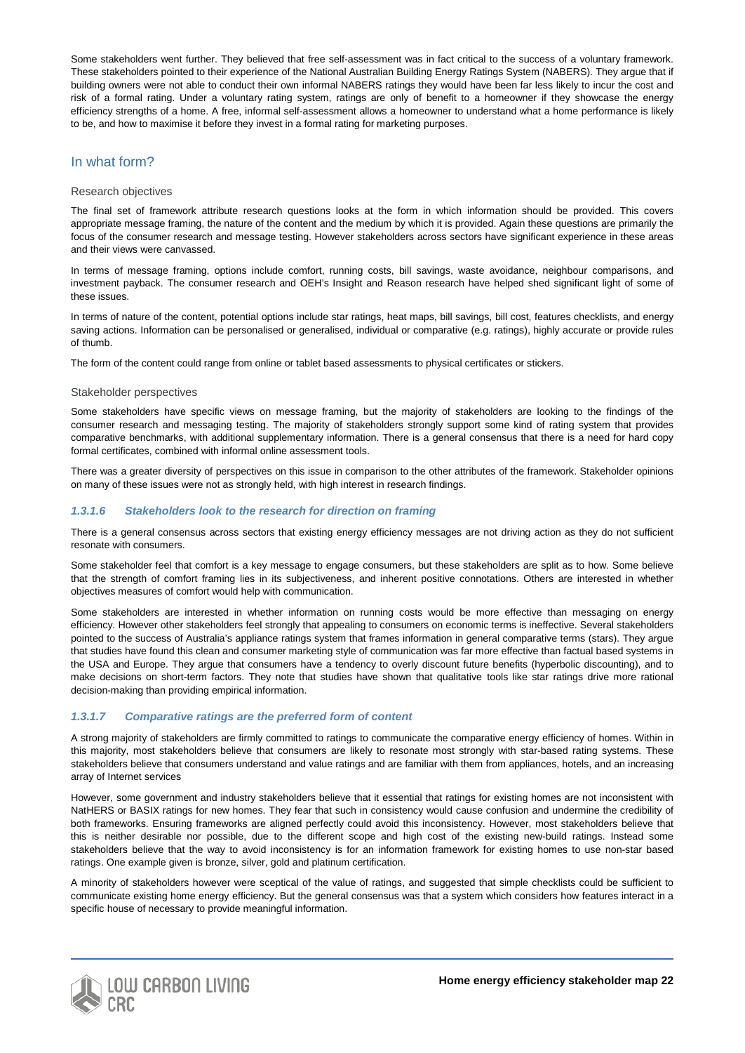Some stakeholders went further. They believed that free self-assessment was in fact critical to the success of a voluntary framework. These stakeholders pointed to their experience of the National Australian Building Energy Ratings System (NABERS). They argue that if building owners were not able to conduct their own informal NABERS ratings they would have been far less likely to incur the cost and risk of a formal rating. Under a voluntary rating system, ratings are only of benefit to a homeowner if they showcase the energy efficiency strengths of a home. A free, informal self-assessment allows a homeowner to understand what a home performance is likely to be, and how to maximise it before they invest in a formal rating for marketing purposes.

## In what form?

### Research objectives

The final set of framework attribute research questions looks at the form in which information should be provided. This covers appropriate message framing, the nature of the content and the medium by which it is provided. Again these questions are primarily the focus of the consumer research and message testing. However stakeholders across sectors have significant experience in these areas and their views were canvassed.

In terms of message framing, options include comfort, running costs, bill savings, waste avoidance, neighbour comparisons, and investment payback. The consumer research and OEH's Insight and Reason research have helped shed significant light of some of these issues.

In terms of nature of the content, potential options include star ratings, heat maps, bill savings, bill cost, features checklists, and energy saving actions. Information can be personalised or generalised, individual or comparative (e.g. ratings), highly accurate or provide rules of thumb.

The form of the content could range from online or tablet based assessments to physical certificates or stickers.

### Stakeholder perspectives

Some stakeholders have specific views on message framing, but the majority of stakeholders are looking to the findings of the consumer research and messaging testing. The majority of stakeholders strongly support some kind of rating system that provides comparative benchmarks, with additional supplementary information. There is a general consensus that there is a need for hard copy formal certificates, combined with informal online assessment tools.

There was a greater diversity of perspectives on this issue in comparison to the other attributes of the framework. Stakeholder opinions on many of these issues were not as strongly held, with high interest in research findings.

#### *1.3.1.6 Stakeholders look to the research for direction on framing*

There is a general consensus across sectors that existing energy efficiency messages are not driving action as they do not sufficient resonate with consumers.

Some stakeholder feel that comfort is a key message to engage consumers, but these stakeholders are split as to how. Some believe that the strength of comfort framing lies in its subjectiveness, and inherent positive connotations. Others are interested in whether objectives measures of comfort would help with communication.

Some stakeholders are interested in whether information on running costs would be more effective than messaging on energy efficiency. However other stakeholders feel strongly that appealing to consumers on economic terms is ineffective. Several stakeholders pointed to the success of Australia's appliance ratings system that frames information in general comparative terms (stars). They argue that studies have found this clean and consumer marketing style of communication was far more effective than factual based systems in the USA and Europe. They argue that consumers have a tendency to overly discount future benefits (hyperbolic discounting), and to make decisions on short-term factors. They note that studies have shown that qualitative tools like star ratings drive more rational decision-making than providing empirical information.

#### *1.3.1.7 Comparative ratings are the preferred form of content*

A strong majority of stakeholders are firmly committed to ratings to communicate the comparative energy efficiency of homes. Within in this majority, most stakeholders believe that consumers are likely to resonate most strongly with star-based rating systems. These stakeholders believe that consumers understand and value ratings and are familiar with them from appliances, hotels, and an increasing array of Internet services

However, some government and industry stakeholders believe that it essential that ratings for existing homes are not inconsistent with NatHERS or BASIX ratings for new homes. They fear that such in consistency would cause confusion and undermine the credibility of both frameworks. Ensuring frameworks are aligned perfectly could avoid this inconsistency. However, most stakeholders believe that this is neither desirable nor possible, due to the different scope and high cost of the existing new-build ratings. Instead some stakeholders believe that the way to avoid inconsistency is for an information framework for existing homes to use non-star based ratings. One example given is bronze, silver, gold and platinum certification.

A minority of stakeholders however were sceptical of the value of ratings, and suggested that simple checklists could be sufficient to communicate existing home energy efficiency. But the general consensus was that a system which considers how features interact in a specific house of necessary to provide meaningful information.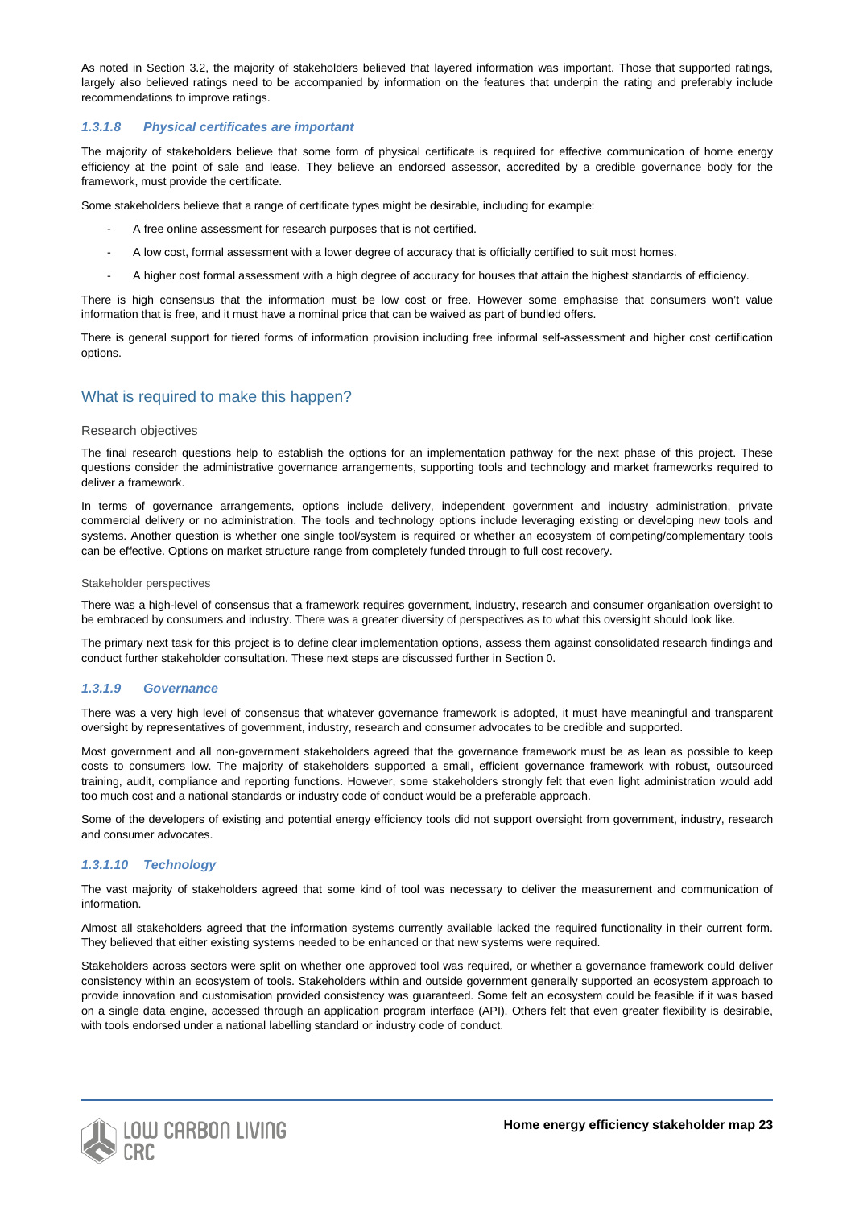As noted in Section 3.2, the majority of stakeholders believed that layered information was important. Those that supported ratings, largely also believed ratings need to be accompanied by information on the features that underpin the rating and preferably include recommendations to improve ratings.

#### *1.3.1.8 Physical certificates are important*

The majority of stakeholders believe that some form of physical certificate is required for effective communication of home energy efficiency at the point of sale and lease. They believe an endorsed assessor, accredited by a credible governance body for the framework, must provide the certificate.

Some stakeholders believe that a range of certificate types might be desirable, including for example:

- A free online assessment for research purposes that is not certified.
- A low cost, formal assessment with a lower degree of accuracy that is officially certified to suit most homes.
- A higher cost formal assessment with a high degree of accuracy for houses that attain the highest standards of efficiency.

There is high consensus that the information must be low cost or free. However some emphasise that consumers won't value information that is free, and it must have a nominal price that can be waived as part of bundled offers.

There is general support for tiered forms of information provision including free informal self-assessment and higher cost certification options.

## What is required to make this happen?

### Research objectives

The final research questions help to establish the options for an implementation pathway for the next phase of this project. These questions consider the administrative governance arrangements, supporting tools and technology and market frameworks required to deliver a framework.

In terms of governance arrangements, options include delivery, independent government and industry administration, private commercial delivery or no administration. The tools and technology options include leveraging existing or developing new tools and systems. Another question is whether one single tool/system is required or whether an ecosystem of competing/complementary tools can be effective. Options on market structure range from completely funded through to full cost recovery.

#### Stakeholder perspectives

There was a high-level of consensus that a framework requires government, industry, research and consumer organisation oversight to be embraced by consumers and industry. There was a greater diversity of perspectives as to what this oversight should look like.

The primary next task for this project is to define clear implementation options, assess them against consolidated research findings and conduct further stakeholder consultation. These next steps are discussed further in Section 0.

#### *1.3.1.9 Governance*

There was a very high level of consensus that whatever governance framework is adopted, it must have meaningful and transparent oversight by representatives of government, industry, research and consumer advocates to be credible and supported.

Most government and all non-government stakeholders agreed that the governance framework must be as lean as possible to keep costs to consumers low. The majority of stakeholders supported a small, efficient governance framework with robust, outsourced training, audit, compliance and reporting functions. However, some stakeholders strongly felt that even light administration would add too much cost and a national standards or industry code of conduct would be a preferable approach.

Some of the developers of existing and potential energy efficiency tools did not support oversight from government, industry, research and consumer advocates.

#### *1.3.1.10 Technology*

The vast majority of stakeholders agreed that some kind of tool was necessary to deliver the measurement and communication of information.

Almost all stakeholders agreed that the information systems currently available lacked the required functionality in their current form. They believed that either existing systems needed to be enhanced or that new systems were required.

Stakeholders across sectors were split on whether one approved tool was required, or whether a governance framework could deliver consistency within an ecosystem of tools. Stakeholders within and outside government generally supported an ecosystem approach to provide innovation and customisation provided consistency was guaranteed. Some felt an ecosystem could be feasible if it was based on a single data engine, accessed through an application program interface (API). Others felt that even greater flexibility is desirable, with tools endorsed under a national labelling standard or industry code of conduct.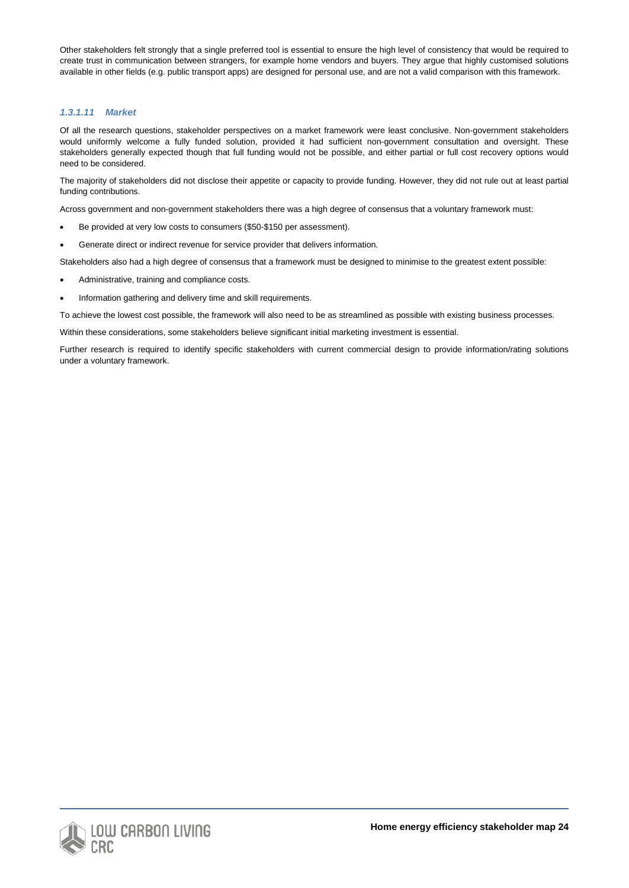Other stakeholders felt strongly that a single preferred tool is essential to ensure the high level of consistency that would be required to create trust in communication between strangers, for example home vendors and buyers. They argue that highly customised solutions available in other fields (e.g. public transport apps) are designed for personal use, and are not a valid comparison with this framework.

#### *1.3.1.11 Market*

Of all the research questions, stakeholder perspectives on a market framework were least conclusive. Non-government stakeholders would uniformly welcome a fully funded solution, provided it had sufficient non-government consultation and oversight. These stakeholders generally expected though that full funding would not be possible, and either partial or full cost recovery options would need to be considered.

The majority of stakeholders did not disclose their appetite or capacity to provide funding. However, they did not rule out at least partial funding contributions.

Across government and non-government stakeholders there was a high degree of consensus that a voluntary framework must:

- Be provided at very low costs to consumers ($50-$150 per assessment).
- Generate direct or indirect revenue for service provider that delivers information.

Stakeholders also had a high degree of consensus that a framework must be designed to minimise to the greatest extent possible:

- Administrative, training and compliance costs.
- Information gathering and delivery time and skill requirements.

To achieve the lowest cost possible, the framework will also need to be as streamlined as possible with existing business processes.

Within these considerations, some stakeholders believe significant initial marketing investment is essential.

Further research is required to identify specific stakeholders with current commercial design to provide information/rating solutions under a voluntary framework.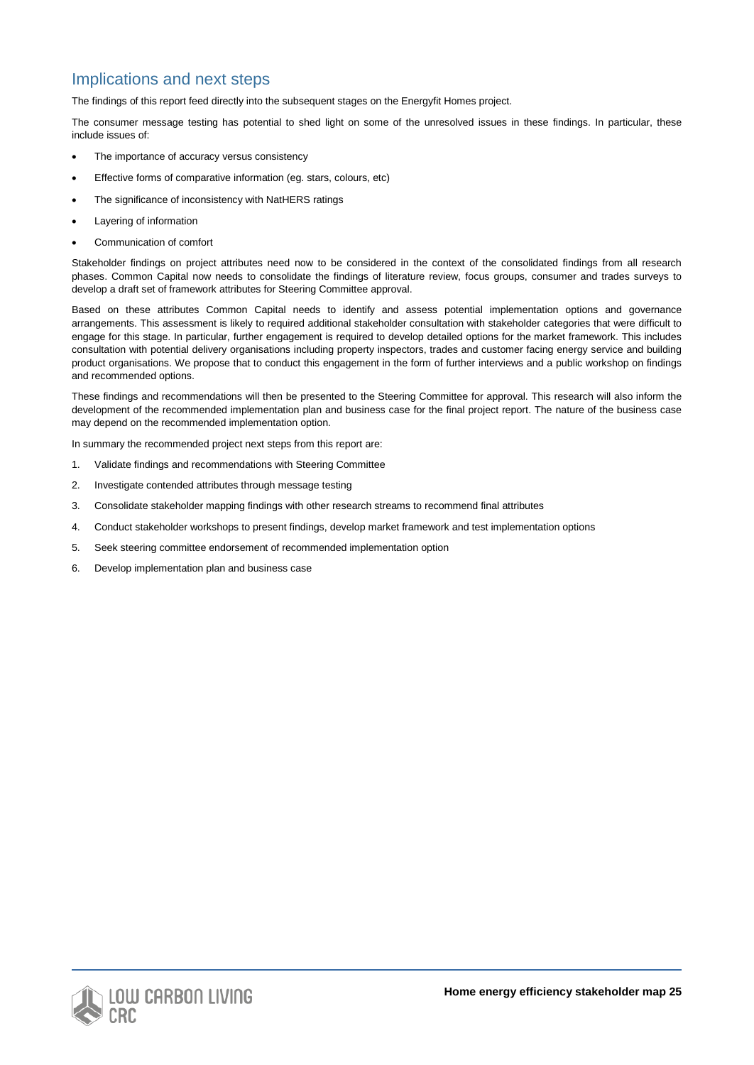## Implications and next steps

The findings of this report feed directly into the subsequent stages on the Energyfit Homes project.

The consumer message testing has potential to shed light on some of the unresolved issues in these findings. In particular, these include issues of:

- The importance of accuracy versus consistency
- Effective forms of comparative information (eg. stars, colours, etc)
- The significance of inconsistency with NatHERS ratings
- Layering of information
- Communication of comfort

Stakeholder findings on project attributes need now to be considered in the context of the consolidated findings from all research phases. Common Capital now needs to consolidate the findings of literature review, focus groups, consumer and trades surveys to develop a draft set of framework attributes for Steering Committee approval.

Based on these attributes Common Capital needs to identify and assess potential implementation options and governance arrangements. This assessment is likely to required additional stakeholder consultation with stakeholder categories that were difficult to engage for this stage. In particular, further engagement is required to develop detailed options for the market framework. This includes consultation with potential delivery organisations including property inspectors, trades and customer facing energy service and building product organisations. We propose that to conduct this engagement in the form of further interviews and a public workshop on findings and recommended options.

These findings and recommendations will then be presented to the Steering Committee for approval. This research will also inform the development of the recommended implementation plan and business case for the final project report. The nature of the business case may depend on the recommended implementation option.

In summary the recommended project next steps from this report are:

1. Validate findings and recommendations with Steering Committee
2. Investigate contended attributes through message testing
3. Consolidate stakeholder mapping findings with other research streams to recommend final attributes
4. Conduct stakeholder workshops to present findings, develop market framework and test implementation options
5. Seek steering committee endorsement of recommended implementation option
6. Develop implementation plan and business case